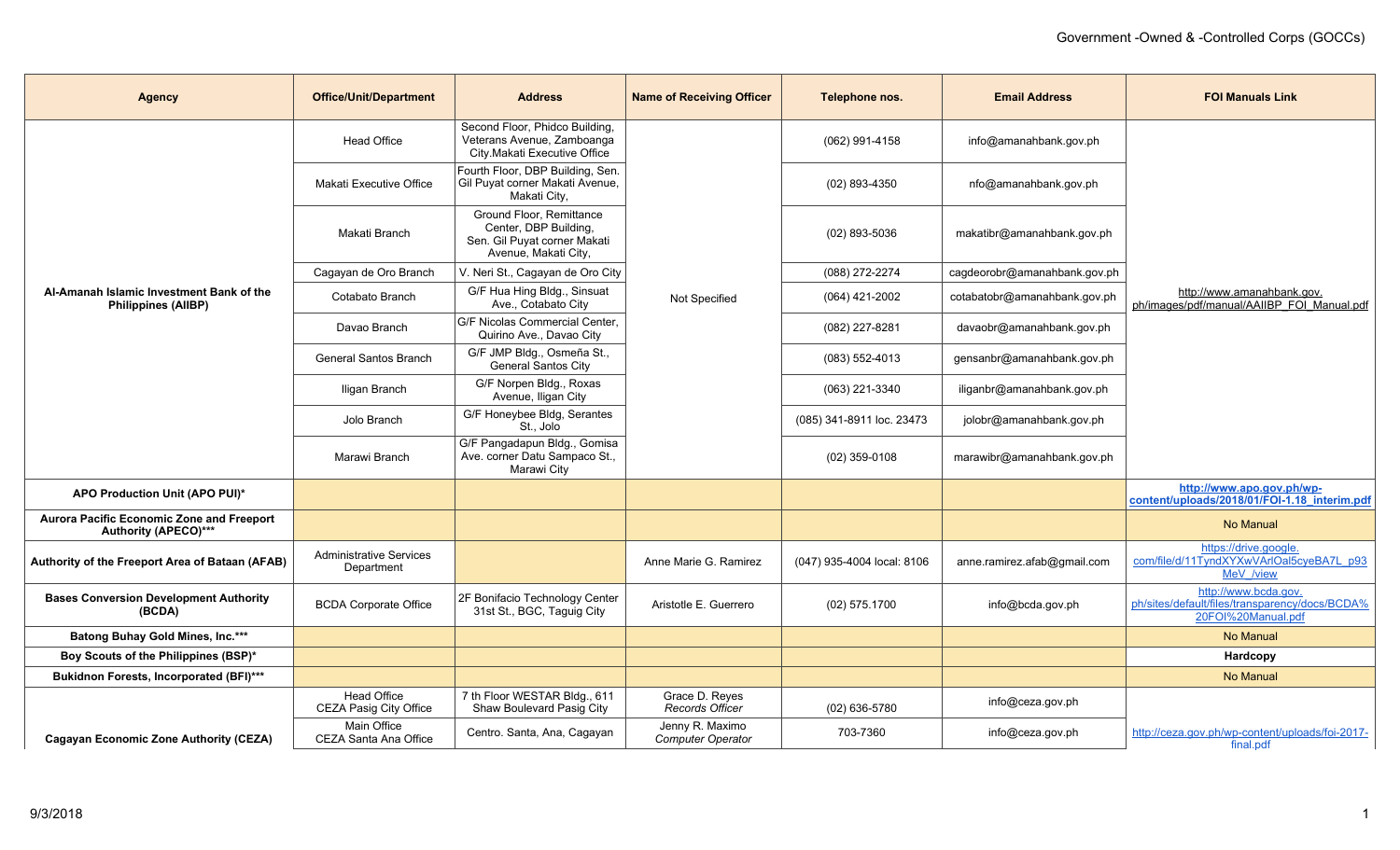| Agency | Office/Unit/Department | Address | Name of Receiving Officer | Telephone nos. | Email Address | FOI Manuals Link |
|---|---|---|---|---|---|---|
| Al-Amanah Islamic Investment Bank of the Philippines (AIIBP) | Head Office | Second Floor, Phidco Building, Veterans Avenue, Zamboanga City.Makati Executive Office | Not Specified | (062) 991-4158 | info@amanahbank.gov.ph | http://www.amanahbank.gov.ph/images/pdf/manual/AAIIBP_FOI_Manual.pdf |
| | Makati Executive Office | Fourth Floor, DBP Building, Sen. Gil Puyat corner Makati Avenue, Makati City, | | (02) 893-4350 | nfo@amanahbank.gov.ph | |
| | Makati Branch | Ground Floor, Remittance Center, DBP Building, Sen. Gil Puyat corner Makati Avenue, Makati City, | | (02) 893-5036 | makatibr@amanahbank.gov.ph | |
| | Cagayan de Oro Branch | V. Neri St., Cagayan de Oro City | | (088) 272-2274 | cagdeorobr@amanahbank.gov.ph | |
| | Cotabato Branch | G/F Hua Hing Bldg., Sinsuat Ave., Cotabato City | | (064) 421-2002 | cotabatobr@amanahbank.gov.ph | |
| | Davao Branch | G/F Nicolas Commercial Center, Quirino Ave., Davao City | | (082) 227-8281 | davaobr@amanahbank.gov.ph | |
| | General Santos Branch | G/F JMP Bldg., Osmeña St., General Santos City | | (083) 552-4013 | gensanbr@amanahbank.gov.ph | |
| | Iligan Branch | G/F Norpen Bldg., Roxas Avenue, Iligan City | | (063) 221-3340 | iliganbr@amanahbank.gov.ph | |
| | Jolo Branch | G/F Honeybee Bldg, Serantes St., Jolo | | (085) 341-8911 loc. 23473 | jolobr@amanahbank.gov.ph | |
| | Marawi Branch | G/F Pangadapun Bldg., Gomisa Ave. corner Datu Sampaco St., Marawi City | | (02) 359-0108 | marawibr@amanahbank.gov.ph | |
| APO Production Unit (APO PUI)* | | | | | | http://www.apo.gov.ph/wp-content/uploads/2018/01/FOI-1.18_interim.pdf |
| Aurora Pacific Economic Zone and Freeport Authority (APECO)*** | | | | | | No Manual |
| Authority of the Freeport Area of Bataan (AFAB) | Administrative Services Department | | Anne Marie G. Ramirez | (047) 935-4004 local: 8106 | anne.ramirez.afab@gmail.com | https://drive.google.com/file/d/11TyndXYXwVArlOal5cyeBA7L_p93MeV_/view |
| Bases Conversion Development Authority (BCDA) | BCDA Corporate Office | 2F Bonifacio Technology Center 31st St., BGC, Taguig City | Aristotle E. Guerrero | (02) 575.1700 | info@bcda.gov.ph | http://www.bcda.gov.ph/sites/default/files/transparency/docs/BCDA%20FOI%20Manual.pdf |
| Batong Buhay Gold Mines, Inc.*** | | | | | | No Manual |
| Boy Scouts of the Philippines (BSP)* | | | | | | Hardcopy |
| Bukidnon Forests, Incorporated (BFI)*** | | | | | | No Manual |
| Cagayan Economic Zone Authority (CEZA) | Head Office CEZA Pasig City Office | 7 th Floor WESTAR Bldg., 611 Shaw Boulevard Pasig City | Grace D. Reyes *Records Officer* | (02) 636-5780 | info@ceza.gov.ph | http://ceza.gov.ph/wp-content/uploads/foi-2017-final.pdf |
| | Main Office CEZA Santa Ana Office | Centro. Santa, Ana, Cagayan | Jenny R. Maximo *Computer Operator* | 703-7360 | info@ceza.gov.ph | |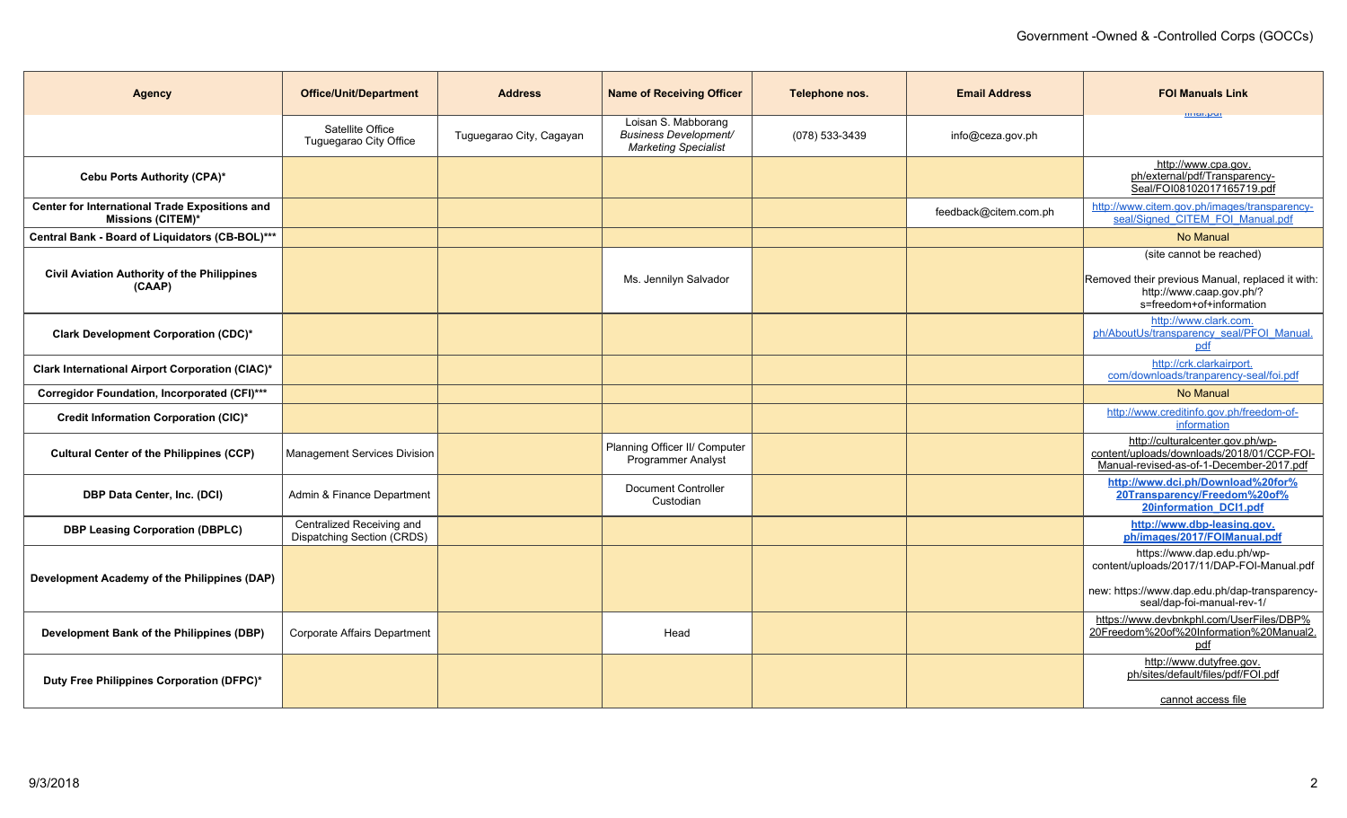| Agency | Office/Unit/Department | Address | Name of Receiving Officer | Telephone nos. | Email Address | FOI Manuals Link |
|---|---|---|---|---|---|---|
| | Satellite Office Tuguegarao City Office | Tuguegarao City, Cagayan | Loisan S. Mabborang *Business Development/ Marketing Specialist* | (078) 533-3439 | info@ceza.gov.ph | final.pdf |
| **Cebu Ports Authority (CPA)*** | | | | | | http://www.cpa.gov.ph/external/pdf/Transparency-Seal/FOI08102017165719.pdf |
| **Center for International Trade Expositions and Missions (CITEM)*** | | | | | feedback@citem.com.ph | http://www.citem.gov.ph/images/transparency-seal/Signed_CITEM_FOI_Manual.pdf |
| **Central Bank - Board of Liquidators (CB-BOL)***** | | | | | | No Manual |
| **Civil Aviation Authority of the Philippines (CAAP)** | | | Ms. Jennilyn Salvador | | | (site cannot be reached) Removed their previous Manual, replaced it with: http://www.caap.gov.ph/?s=freedom+of+information |
| **Clark Development Corporation (CDC)*** | | | | | | http://www.clark.com.ph/AboutUs/transparency_seal/PFOI_Manual.pdf |
| **Clark International Airport Corporation (CIAC)*** | | | | | | http://crk.clarkairport.com/downloads/tranparency-seal/foi.pdf |
| **Corregidor Foundation, Incorporated (CFI)***** | | | | | | No Manual |
| **Credit Information Corporation (CIC)*** | | | | | | http://www.creditinfo.gov.ph/freedom-of-information |
| **Cultural Center of the Philippines (CCP)** | Management Services Division | | Planning Officer II/ Computer Programmer Analyst | | | http://culturalcenter.gov.ph/wp-content/uploads/downloads/2018/01/CCP-FOI-Manual-revised-as-of-1-December-2017.pdf |
| **DBP Data Center, Inc. (DCI)** | Admin & Finance Department | | Document Controller Custodian | | | **http://www.dci.ph/Download%20for%20Transparency/Freedom%20of%20information_DCI1.pdf** |
| **DBP Leasing Corporation (DBPLC)** | Centralized Receiving and Dispatching Section (CRDS) | | | | | **http://www.dbp-leasing.gov.ph/images/2017/FOIManual.pdf** |
| **Development Academy of the Philippines (DAP)** | | | | | | https://www.dap.edu.ph/wp-content/uploads/2017/11/DAP-FOI-Manual.pdf new: https://www.dap.edu.ph/dap-transparency-seal/dap-foi-manual-rev-1/ |
| **Development Bank of the Philippines (DBP)** | Corporate Affairs Department | | Head | | | https://www.devbnkphl.com/UserFiles/DBP%20Freedom%20of%20Information%20Manual2.pdf |
| **Duty Free Philippines Corporation (DFPC)*** | | | | | | http://www.dutyfree.gov.ph/sites/default/files/pdf/FOI.pdf cannot access file |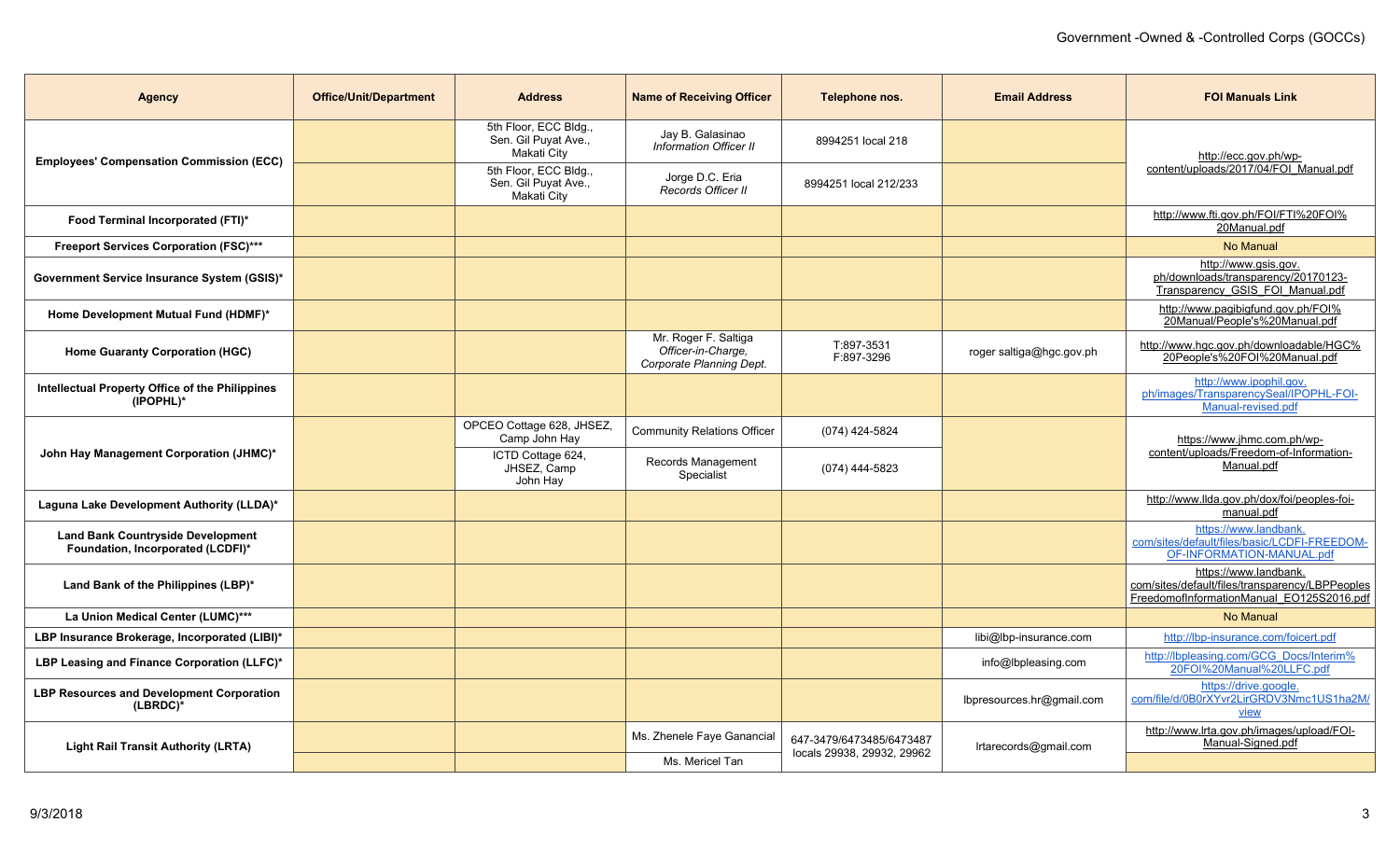| Agency | Office/Unit/Department | Address | Name of Receiving Officer | Telephone nos. | Email Address | FOI Manuals Link |
| --- | --- | --- | --- | --- | --- | --- |
| **Employees' Compensation Commission (ECC)** | | 5th Floor, ECC Bldg., Sen. Gil Puyat Ave., Makati City | Jay B. Galasinao *Information Officer II* | 8994251 local 218 | | http://ecc.gov.ph/wp-content/uploads/2017/04/FOI_Manual.pdf |
| | | 5th Floor, ECC Bldg., Sen. Gil Puyat Ave., Makati City | Jorge D.C. Eria *Records Officer II* | 8994251 local 212/233 | | |
| **Food Terminal Incorporated (FTI)*** | | | | | | http://www.fti.gov.ph/FOI/FTI%20FOI%20Manual.pdf |
| **Freeport Services Corporation (FSC)***** | | | | | | No Manual |
| **Government Service Insurance System (GSIS)*** | | | | | | http://www.gsis.gov.ph/downloads/transparency/20170123-Transparency_GSIS_FOI_Manual.pdf |
| **Home Development Mutual Fund (HDMF)*** | | | | | | http://www.pagibigfund.gov.ph/FOI%20Manual/People's%20Manual.pdf |
| **Home Guaranty Corporation (HGC)** | | | Mr. Roger F. Saltiga *Officer-in-Charge, Corporate Planning Dept.* | T:897-3531 F:897-3296 | roger saltiga@hgc.gov.ph | http://www.hgc.gov.ph/downloadable/HGC%20People's%20FOI%20Manual.pdf |
| **Intellectual Property Office of the Philippines (IPOPHL)*** | | | | | | http://www.ipophil.gov.ph/images/TransparencySeal/IPOPHL-FOI-Manual-revised.pdf |
| **John Hay Management Corporation (JHMC)*** | | OPCEO Cottage 628, JHSEZ, Camp John Hay | Community Relations Officer | (074) 424-5824 | | https://www.jhmc.com.ph/wp-content/uploads/Freedom-of-Information-Manual.pdf |
| | | ICTD Cottage 624, JHSEZ, Camp John Hay | Records Management Specialist | (074) 444-5823 | | |
| **Laguna Lake Development Authority (LLDA)*** | | | | | | http://www.llda.gov.ph/dox/foi/peoples-foi-manual.pdf |
| **Land Bank Countryside Development Foundation, Incorporated (LCDFI)*** | | | | | | https://www.landbank.com/sites/default/files/basic/LCDFI-FREEDOM-OF-INFORMATION-MANUAL.pdf |
| **Land Bank of the Philippines (LBP)*** | | | | | | https://www.landbank.com/sites/default/files/transparency/LBPPeoplesFreedomofInformationManual_EO125S2016.pdf |
| **La Union Medical Center (LUMC)***** | | | | | | No Manual |
| **LBP Insurance Brokerage, Incorporated (LIBI)*** | | | | | libi@lbp-insurance.com | http://lbp-insurance.com/foicert.pdf |
| **LBP Leasing and Finance Corporation (LLFC)*** | | | | | info@lbpleasing.com | http://lbpleasing.com/GCG_Docs/Interim%20FOI%20Manual%20LLFC.pdf |
| **LBP Resources and Development Corporation (LBRDC)*** | | | | | lbpresources.hr@gmail.com | https://drive.google.com/file/d/0B0rXYvr2LirGRDV3Nmc1US1ha2M/view |
| **Light Rail Transit Authority (LRTA)** | | | Ms. Zhenele Faye Ganancial | 647-3479/6473485/6473487 locals 29938, 29932, 29962 | lrtarecords@gmail.com | http://www.lrta.gov.ph/images/upload/FOI-Manual-Signed.pdf |
| | | | Ms. Mericel Tan | | | |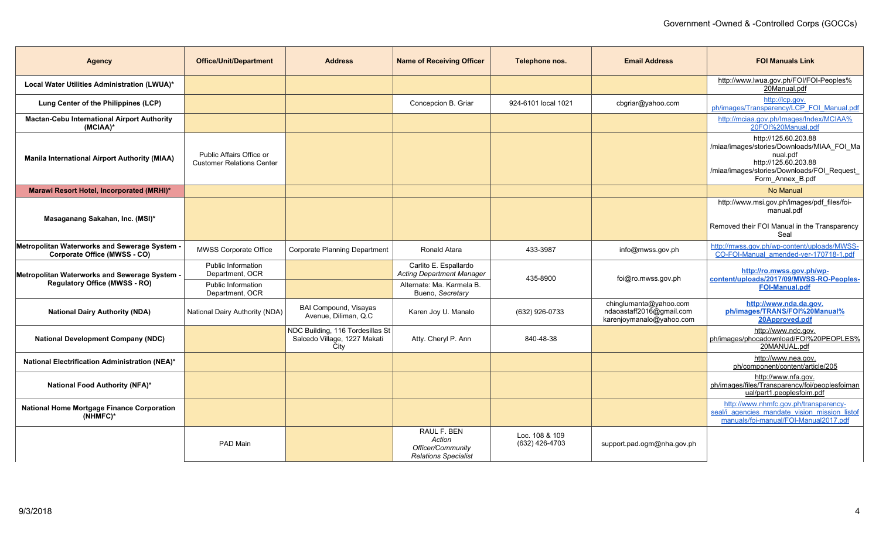| Agency | Office/Unit/Department | Address | Name of Receiving Officer | Telephone nos. | Email Address | FOI Manuals Link |
|---|---|---|---|---|---|---|
| **Local Water Utilities Administration (LWUA)*** | | | | | | http://www.lwua.gov.ph/FOI/FOI-Peoples%20Manual.pdf |
| **Lung Center of the Philippines (LCP)** | | | Concepcion B. Griar | 924-6101 local 1021 | cbgriar@yahoo.com | http://lcp.gov.ph/images/Transparency/LCP_FOI_Manual.pdf |
| **Mactan-Cebu International Airport Authority (MCIAA)*** | | | | | | http://mciaa.gov.ph/Images/Index/MCIAA%20FOI%20Manual.pdf |
| **Manila International Airport Authority (MIAA)** | Public Affairs Office or Customer Relations Center | | | | | http://125.60.203.88/miaa/images/stories/Downloads/MIAA_FOI_Manual.pdf http://125.60.203.88/miaa/images/stories/Downloads/FOI_Request_Form_Annex_B.pdf |
| **Marawi Resort Hotel, Incorporated (MRHI)*** | | | | | | No Manual |
| **Masaganang Sakahan, Inc. (MSI)*** | | | | | | http://www.msi.gov.ph/images/pdf_files/foi-manual.pdf<br><br>Removed their FOI Manual in the Transparency Seal |
| **Metropolitan Waterworks and Sewerage System - Corporate Office (MWSS - CO)** | MWSS Corporate Office | Corporate Planning Department | Ronald Atara | 433-3987 | info@mwss.gov.ph | http://mwss.gov.ph/wp-content/uploads/MWSS-CO-FOI-Manual_amended-ver-170718-1.pdf |
| **Metropolitan Waterworks and Sewerage System - Regulatory Office (MWSS - RO)** | Public Information Department, OCR | | Carlito E. Espallardo *Acting Department Manager* | 435-8900 | foi@ro.mwss.gov.ph | **http://ro.mwss.gov.ph/wp-content/uploads/2017/09/MWSS-RO-Peoples-FOI-Manual.pdf** |
| | Public Information Department, OCR | | Alternate: Ma. Karmela B. Bueno, *Secretary* | | | |
| **National Dairy Authority (NDA)** | National Dairy Authority (NDA) | BAI Compound, Visayas Avenue, Diliman, Q.C | Karen Joy U. Manalo | (632) 926-0733 | chinglumanta@yahoo.com ndaoastaff2016@gmail.com karenjoymanalo@yahoo.com | **http://www.nda.da.gov.ph/images/TRANS/FOI%20Manual%20Approved.pdf** |
| **National Development Company (NDC)** | | NDC Building, 116 Tordesillas St Salcedo Village, 1227 Makati City | Atty. Cheryl P. Ann | 840-48-38 | | http://www.ndc.gov.ph/images/phocadownload/FOI%20PEOPLES%20MANUAL.pdf |
| **National Electrification Administration (NEA)*** | | | | | | http://www.nea.gov.ph/component/content/article/205 |
| **National Food Authority (NFA)*** | | | | | | http://www.nfa.gov.ph/images/files/Transparency/foi/peoplesfoimanual/part1.peoplesfoim.pdf |
| **National Home Mortgage Finance Corporation (NHMFC)*** | | | | | | http://www.nhmfc.gov.ph/transparency-seal/i_agencies_mandate_vision_mission_listofmanuals/foi-manual/FOI-Manual2017.pdf |
| | PAD Main | | RAUL F. BEN *Action Officer/Community Relations Specialist* | Loc. 108 & 109 (632) 426-4703 | support.pad.ogm@nha.gov.ph | |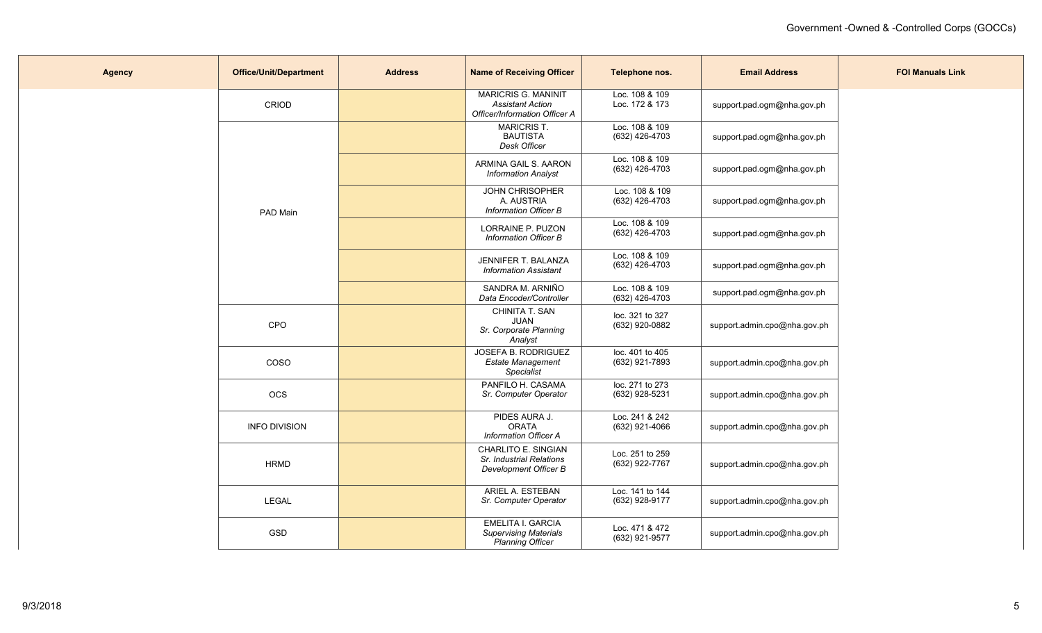| Agency | Office/Unit/Department | Address | Name of Receiving Officer | Telephone nos. | Email Address | FOI Manuals Link |
|---|---|---|---|---|---|---|
| | CRIOD | | MARICRIS G. MANINIT *Assistant Action Officer/Information Officer A* | Loc. 108 & 109 Loc. 172 & 173 | support.pad.ogm@nha.gov.ph | |
| | PAD Main | | MARICRIS T. BAUTISTA *Desk Officer* | Loc. 108 & 109 (632) 426-4703 | support.pad.ogm@nha.gov.ph | |
| | | | ARMINA GAIL S. AARON *Information Analyst* | Loc. 108 & 109 (632) 426-4703 | support.pad.ogm@nha.gov.ph | |
| | | | JOHN CHRISOPHER A. AUSTRIA *Information Officer B* | Loc. 108 & 109 (632) 426-4703 | support.pad.ogm@nha.gov.ph | |
| | | | LORRAINE P. PUZON *Information Officer B* | Loc. 108 & 109 (632) 426-4703 | support.pad.ogm@nha.gov.ph | |
| | | | JENNIFER T. BALANZA *Information Assistant* | Loc. 108 & 109 (632) 426-4703 | support.pad.ogm@nha.gov.ph | |
| | | | SANDRA M. ARNIÑO *Data Encoder/Controller* | Loc. 108 & 109 (632) 426-4703 | support.pad.ogm@nha.gov.ph | |
| | CPO | | CHINITA T. SAN JUAN *Sr. Corporate Planning Analyst* | loc. 321 to 327 (632) 920-0882 | support.admin.cpo@nha.gov.ph | |
| | COSO | | JOSEFA B. RODRIGUEZ *Estate Management Specialist* | loc. 401 to 405 (632) 921-7893 | support.admin.cpo@nha.gov.ph | |
| | OCS | | PANFILO H. CASAMA *Sr. Computer Operator* | loc. 271 to 273 (632) 928-5231 | support.admin.cpo@nha.gov.ph | |
| | INFO DIVISION | | PIDES AURA J. ORATA *Information Officer A* | Loc. 241 & 242 (632) 921-4066 | support.admin.cpo@nha.gov.ph | |
| | HRMD | | CHARLITO E. SINGIAN *Sr. Industrial Relations Development Officer B* | Loc. 251 to 259 (632) 922-7767 | support.admin.cpo@nha.gov.ph | |
| | LEGAL | | ARIEL A. ESTEBAN *Sr. Computer Operator* | Loc. 141 to 144 (632) 928-9177 | support.admin.cpo@nha.gov.ph | |
| | GSD | | EMELITA I. GARCIA *Supervising Materials Planning Officer* | Loc. 471 & 472 (632) 921-9577 | support.admin.cpo@nha.gov.ph | |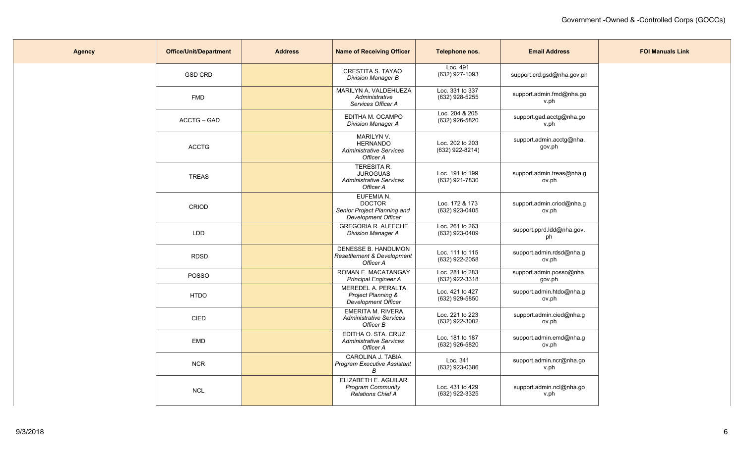| Agency | Office/Unit/Department | Address | Name of Receiving Officer | Telephone nos. | Email Address | FOI Manuals Link |
|---|---|---|---|---|---|---|
| | GSD CRD | | CRESTITA S. TAYAO *Division Manager B* | Loc. 491 (632) 927-1093 | support.crd.gsd@nha.gov.ph | |
| | FMD | | MARILYN A. VALDEHUEZA *Administrative Services Officer A* | Loc. 331 to 337 (632) 928-5255 | support.admin.fmd@nha.gov.ph | |
| | ACCTG – GAD | | EDITHA M. OCAMPO *Division Manager A* | Loc. 204 & 205 (632) 926-5820 | support.gad.acctg@nha.gov.ph | |
| | ACCTG | | MARILYN V. HERNANDO *Administrative Services Officer A* | Loc. 202 to 203 (632) 922-8214) | support.admin.acctg@nha.gov.ph | |
| | TREAS | | TERESITA R. JUROGUAS *Administrative Services Officer A* | Loc. 191 to 199 (632) 921-7830 | support.admin.treas@nha.gov.ph | |
| | CRIOD | | EUFEMIA N. DOCTOR *Senior Project Planning and Development Officer* | Loc. 172 & 173 (632) 923-0405 | support.admin.criod@nha.gov.ph | |
| | LDD | | GREGORIA R. ALFECHE *Division Manager A* | Loc. 261 to 263 (632) 923-0409 | support.pprd.ldd@nha.gov.ph | |
| | RDSD | | DENESSE B. HANDUMON *Resettlement & Development Officer A* | Loc. 111 to 115 (632) 922-2058 | support.admin.rdsd@nha.gov.ph | |
| | POSSO | | ROMAN E. MACATANGAY *Principal Engineer A* | Loc. 281 to 283 (632) 922-3318 | support.admin.posso@nha.gov.ph | |
| | HTDO | | MEREDEL A. PERALTA *Project Planning & Development Officer* | Loc. 421 to 427 (632) 929-5850 | support.admin.htdo@nha.gov.ph | |
| | CIED | | EMERITA M. RIVERA *Administrative Services Officer B* | Loc. 221 to 223 (632) 922-3002 | support.admin.cied@nha.gov.ph | |
| | EMD | | EDITHA O. STA. CRUZ *Administrative Services Officer A* | Loc. 181 to 187 (632) 926-5820 | support.admin.emd@nha.gov.ph | |
| | NCR | | CAROLINA J. TABIA *Program Executive Assistant B* | Loc. 341 (632) 923-0386 | support.admin.ncr@nha.gov.ph | |
| | NCL | | ELIZABETH E. AGUILAR *Program Community Relations Chief A* | Loc. 431 to 429 (632) 922-3325 | support.admin.ncl@nha.gov.ph | |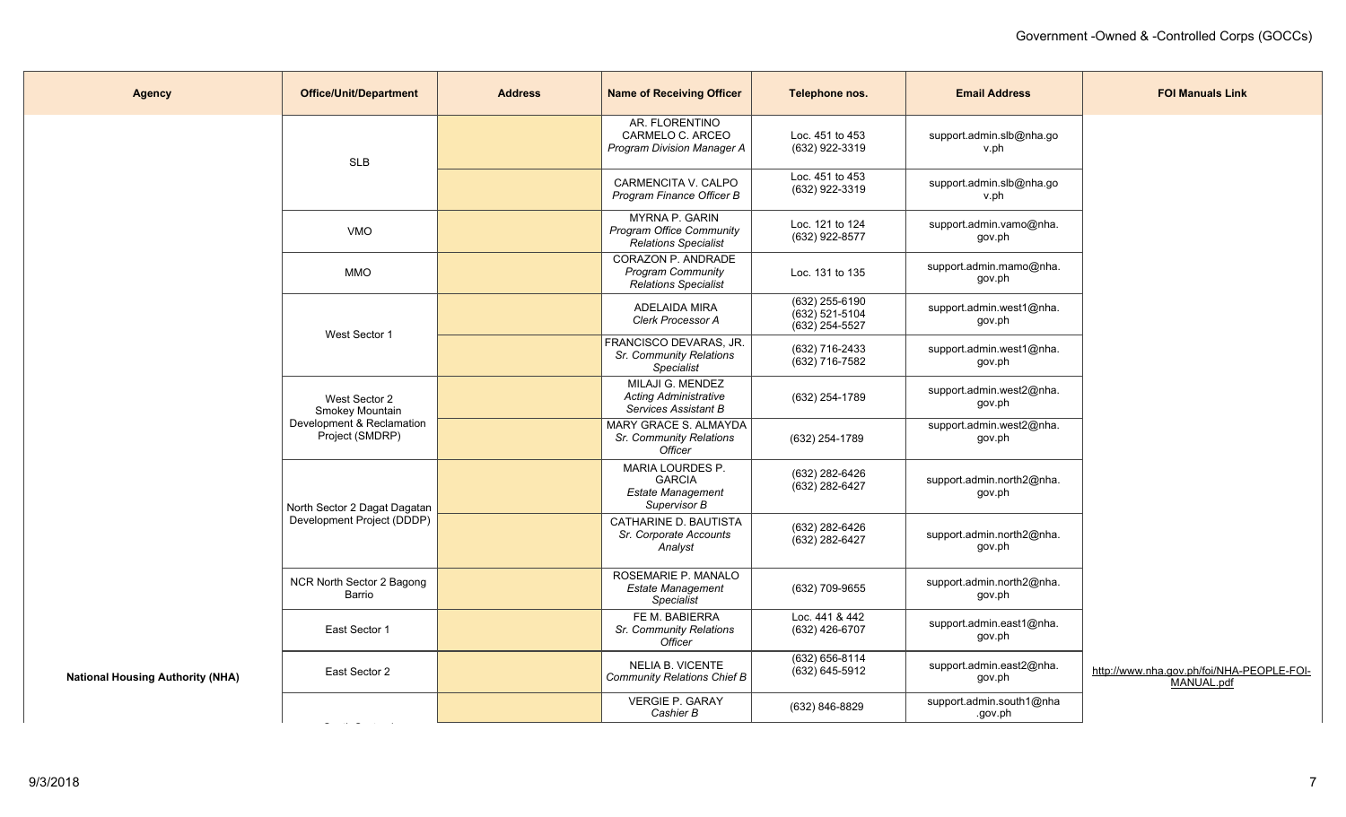| Agency | Office/Unit/Department | Address | Name of Receiving Officer | Telephone nos. | Email Address | FOI Manuals Link |
|---|---|---|---|---|---|---|
| National Housing Authority (NHA) | SLB | | AR. FLORENTINO CARMELO C. ARCEO *Program Division Manager A* | Loc. 451 to 453 (632) 922-3319 | support.admin.slb@nha.gov.ph | http://www.nha.gov.ph/foi/NHA-PEOPLE-FOI-MANUAL.pdf |
| | | | CARMENCITA V. CALPO *Program Finance Officer B* | Loc. 451 to 453 (632) 922-3319 | support.admin.slb@nha.gov.ph | |
| | VMO | | MYRNA P. GARIN *Program Office Community Relations Specialist* | Loc. 121 to 124 (632) 922-8577 | support.admin.vamo@nha.gov.ph | |
| | MMO | | CORAZON P. ANDRADE *Program Community Relations Specialist* | Loc. 131 to 135 | support.admin.mamo@nha.gov.ph | |
| | West Sector 1 | | ADELAIDA MIRA *Clerk Processor A* | (632) 255-6190 (632) 521-5104 (632) 254-5527 | support.admin.west1@nha.gov.ph | |
| | | | FRANCISCO DEVARAS, JR. *Sr. Community Relations Specialist* | (632) 716-2433 (632) 716-7582 | support.admin.west1@nha.gov.ph | |
| | West Sector 2 Smokey Mountain Development & Reclamation Project (SMDRP) | | MILAJI G. MENDEZ *Acting Administrative Services Assistant B* | (632) 254-1789 | support.admin.west2@nha.gov.ph | |
| | | | MARY GRACE S. ALMAYDA *Sr. Community Relations Officer* | (632) 254-1789 | support.admin.west2@nha.gov.ph | |
| | North Sector 2 Dagat Dagatan Development Project (DDDP) | | MARIA LOURDES P. GARCIA *Estate Management Supervisor B* | (632) 282-6426 (632) 282-6427 | support.admin.north2@nha.gov.ph | |
| | | | CATHARINE D. BAUTISTA *Sr. Corporate Accounts Analyst* | (632) 282-6426 (632) 282-6427 | support.admin.north2@nha.gov.ph | |
| | NCR North Sector 2 Bagong Barrio | | ROSEMARIE P. MANALO *Estate Management Specialist* | (632) 709-9655 | support.admin.north2@nha.gov.ph | |
| | East Sector 1 | | FE M. BABIERRA *Sr. Community Relations Officer* | Loc. 441 & 442 (632) 426-6707 | support.admin.east1@nha.gov.ph | |
| | East Sector 2 | | NELIA B. VICENTE *Community Relations Chief B* | (632) 656-8114 (632) 645-5912 | support.admin.east2@nha.gov.ph | |
| | | | VERGIE P. GARAY *Cashier B* | (632) 846-8829 | support.admin.south1@nha.gov.ph | |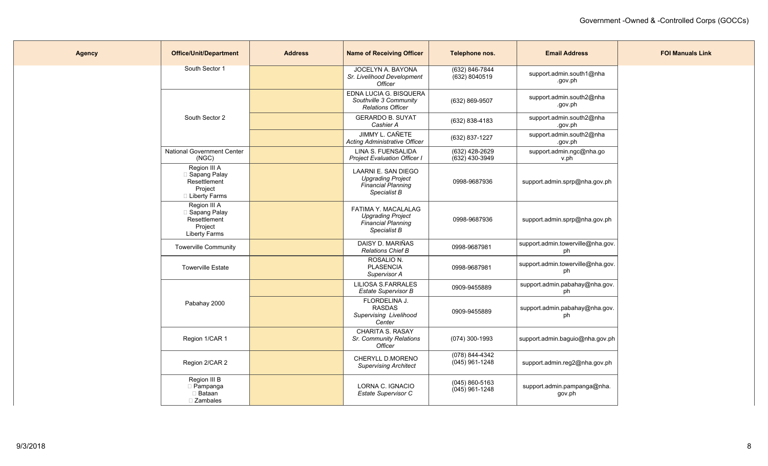| Agency | Office/Unit/Department | Address | Name of Receiving Officer | Telephone nos. | Email Address | FOI Manuals Link |
|---|---|---|---|---|---|---|
| | South Sector 1 | | JOCELYN A. BAYONA<br>*Sr. Livelihood Development Officer* | (632) 846-7844<br>(632) 8040519 | support.admin.south1@nha.gov.ph | |
| | South Sector 2 | | EDNA LUCIA G. BISQUERA<br>*Southville 3 Community Relations Officer* | (632) 869-9507 | support.admin.south2@nha.gov.ph | |
| | | | GERARDO B. SUYAT<br>*Cashier A* | (632) 838-4183 | support.admin.south2@nha.gov.ph | |
| | | | JIMMY L. CAÑETE<br>*Acting Administrative Officer* | (632) 837-1227 | support.admin.south2@nha.gov.ph | |
| | National Government Center (NGC) | | LINA S. FUENSALIDA<br>*Project Evaluation Officer I* | (632) 428-2629<br>(632) 430-3949 | support.admin.ngc@nha.gov.ph | |
| | Region III A<br>Sapang Palay Resettlement Project<br>Liberty Farms | | LAARNI E. SAN DIEGO<br>*Upgrading Project Financial Planning Specialist B* | 0998-9687936 | support.admin.sprp@nha.gov.ph | |
| | Region III A<br>Sapang Palay Resettlement Project<br>Liberty Farms | | FATIMA Y. MACALALAG<br>*Upgrading Project Financial Planning Specialist B* | 0998-9687936 | support.admin.sprp@nha.gov.ph | |
| | Towerville Community | | DAISY D. MARIÑAS<br>*Relations Chief B* | 0998-9687981 | support.admin.towerville@nha.gov.ph | |
| | Towerville Estate | | ROSALIO N. PLASENCIA<br>*Supervisor A* | 0998-9687981 | support.admin.towerville@nha.gov.ph | |
| | Pabahay 2000 | | LILIOSA S.FARRALES<br>*Estate Supervisor B* | 0909-9455889 | support.admin.pabahay@nha.gov.ph | |
| | | | FLORDELINA J. RASDAS<br>*Supervising Livelihood Center* | 0909-9455889 | support.admin.pabahay@nha.gov.ph | |
| | Region 1/CAR 1 | | CHARITA S. RASAY<br>*Sr. Community Relations Officer* | (074) 300-1993 | support.admin.baguio@nha.gov.ph | |
| | Region 2/CAR 2 | | CHERYLL D.MORENO<br>*Supervising Architect* | (078) 844-4342<br>(045) 961-1248 | support.admin.reg2@nha.gov.ph | |
| | Region III B<br>Pampanga<br>Bataan<br>Zambales | | LORNA C. IGNACIO<br>*Estate Supervisor C* | (045) 860-5163<br>(045) 961-1248 | support.admin.pampanga@nha.gov.ph | |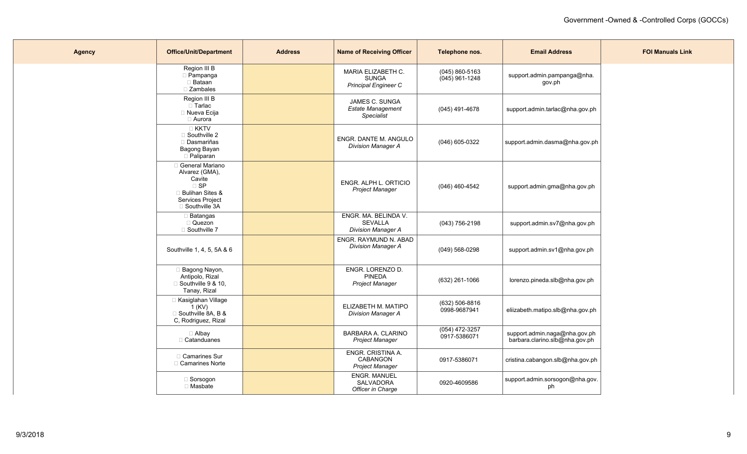| Agency | Office/Unit/Department | Address | Name of Receiving Officer | Telephone nos. | Email Address | FOI Manuals Link |
|---|---|---|---|---|---|---|
| | Region III B<br> Pampanga<br> Bataan<br> Zambales | | MARIA ELIZABETH C. SUNGA<br>*Principal Engineer C* | (045) 860-5163<br>(045) 961-1248 | support.admin.pampanga@nha.gov.ph | |
| | Region III B<br> Tarlac<br> Nueva Ecija<br> Aurora | | JAMES C. SUNGA<br>*Estate Management Specialist* | (045) 491-4678 | support.admin.tarlac@nha.gov.ph | |
| | KKTV<br> Southville 2<br> Dasmariñas Bagong Bayan<br> Paliparan | | ENGR. DANTE M. ANGULO<br>*Division Manager A* | (046) 605-0322 | support.admin.dasma@nha.gov.ph | |
| | General Mariano Alvarez (GMA), Cavite<br> SP<br> Bulihan Sites & Services Project<br> Southville 3A | | ENGR. ALPH L. ORTICIO<br>*Project Manager* | (046) 460-4542 | support.admin.gma@nha.gov.ph | |
| | Batangas<br> Quezon<br> Southville 7 | | ENGR. MA. BELINDA V. SEVALLA<br>*Division Manager A* | (043) 756-2198 | support.admin.sv7@nha.gov.ph | |
| | Southville 1, 4, 5, 5A & 6 | | ENGR. RAYMUND N. ABAD<br>*Division Manager A* | (049) 568-0298 | support.admin.sv1@nha.gov.ph | |
| | Bagong Nayon, Antipolo, Rizal<br> Southville 9 & 10, Tanay, Rizal | | ENGR. LORENZO D. PINEDA<br>*Project Manager* | (632) 261-1066 | lorenzo.pineda.slb@nha.gov.ph | |
| | Kasiglahan Village 1 (KV)<br> Southville 8A, B & C, Rodriguez, Rizal | | ELIZABETH M. MATIPO<br>*Division Manager A* | (632) 506-8816<br>0998-9687941 | eliizabeth.matipo.slb@nha.gov.ph | |
| | Albay<br> Catanduanes | | BARBARA A. CLARINO<br>*Project Manager* | (054) 472-3257<br>0917-5386071 | support.admin.naga@nha.gov.ph<br>barbara.clarino.slb@nha.gov.ph | |
| | Camarines Sur<br> Camarines Norte | | ENGR. CRISTINA A. CABANGON<br>*Project Manager* | 0917-5386071 | cristina.cabangon.slb@nha.gov.ph | |
| | Sorsogon<br> Masbate | | ENGR. MANUEL SALVADORA<br>*Officer in Charge* | 0920-4609586 | support.admin.sorsogon@nha.gov.ph | |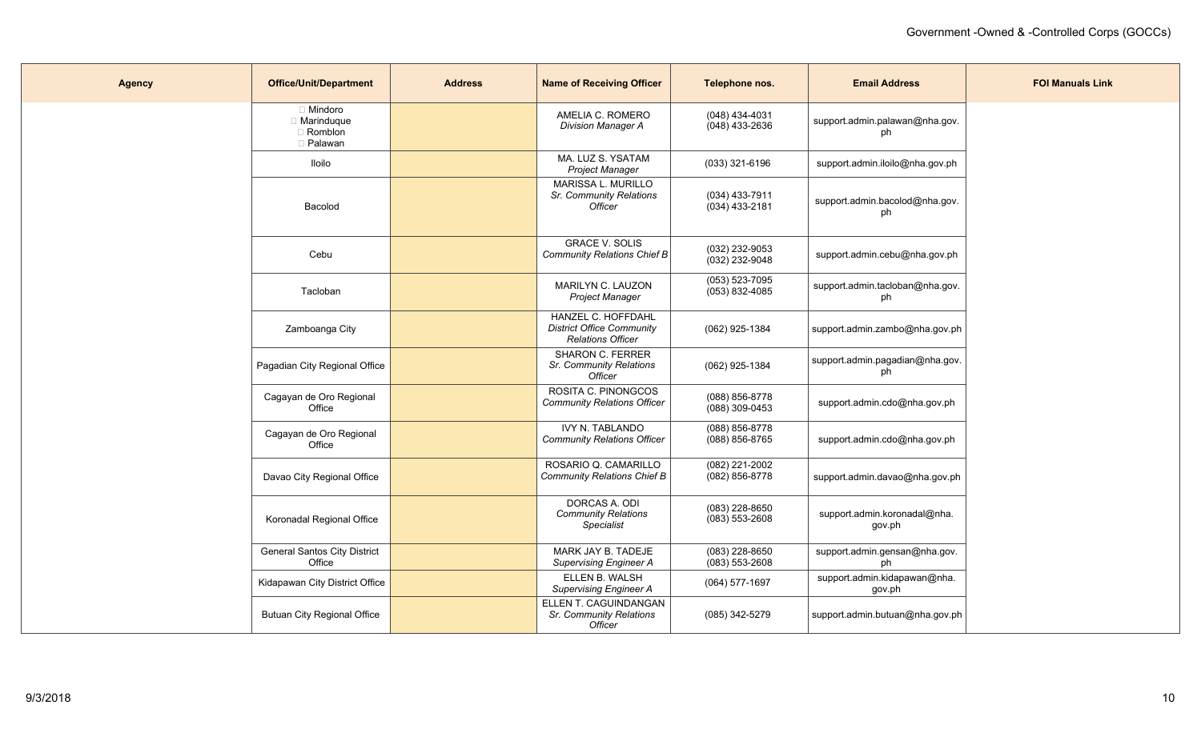| Agency | Office/Unit/Department | Address | Name of Receiving Officer | Telephone nos. | Email Address | FOI Manuals Link |
|---|---|---|---|---|---|---|
| | Mindoro<br>Marinduque<br>Romblon<br>Palawan | | AMELIA C. ROMERO<br>*Division Manager A* | (048) 434-4031<br>(048) 433-2636 | support.admin.palawan@nha.gov.ph | |
| | Iloilo | | MA. LUZ S. YSATAM<br>*Project Manager* | (033) 321-6196 | support.admin.iloilo@nha.gov.ph | |
| | Bacolod | | MARISSA L. MURILLO<br>*Sr. Community Relations Officer* | (034) 433-7911<br>(034) 433-2181 | support.admin.bacolod@nha.gov.ph | |
| | Cebu | | GRACE V. SOLIS<br>*Community Relations Chief B* | (032) 232-9053<br>(032) 232-9048 | support.admin.cebu@nha.gov.ph | |
| | Tacloban | | MARILYN C. LAUZON<br>*Project Manager* | (053) 523-7095<br>(053) 832-4085 | support.admin.tacloban@nha.gov.ph | |
| | Zamboanga City | | HANZEL C. HOFFDAHL<br>*District Office Community Relations Officer* | (062) 925-1384 | support.admin.zambo@nha.gov.ph | |
| | Pagadian City Regional Office | | SHARON C. FERRER<br>*Sr. Community Relations Officer* | (062) 925-1384 | support.admin.pagadian@nha.gov.ph | |
| | Cagayan de Oro Regional Office | | ROSITA C. PINONGCOS<br>*Community Relations Officer* | (088) 856-8778<br>(088) 309-0453 | support.admin.cdo@nha.gov.ph | |
| | Cagayan de Oro Regional Office | | IVY N. TABLANDO<br>*Community Relations Officer* | (088) 856-8778<br>(088) 856-8765 | support.admin.cdo@nha.gov.ph | |
| | Davao City Regional Office | | ROSARIO Q. CAMARILLO<br>*Community Relations Chief B* | (082) 221-2002<br>(082) 856-8778 | support.admin.davao@nha.gov.ph | |
| | Koronadal Regional Office | | DORCAS A. ODI<br>*Community Relations Specialist* | (083) 228-8650<br>(083) 553-2608 | support.admin.koronadal@nha.gov.ph | |
| | General Santos City District Office | | MARK JAY B. TADEJE<br>*Supervising Engineer A* | (083) 228-8650<br>(083) 553-2608 | support.admin.gensan@nha.gov.ph | |
| | Kidapawan City District Office | | ELLEN B. WALSH<br>*Supervising Engineer A* | (064) 577-1697 | support.admin.kidapawan@nha.gov.ph | |
| | Butuan City Regional Office | | ELLEN T. CAGUINDANGAN<br>*Sr. Community Relations Officer* | (085) 342-5279 | support.admin.butuan@nha.gov.ph | |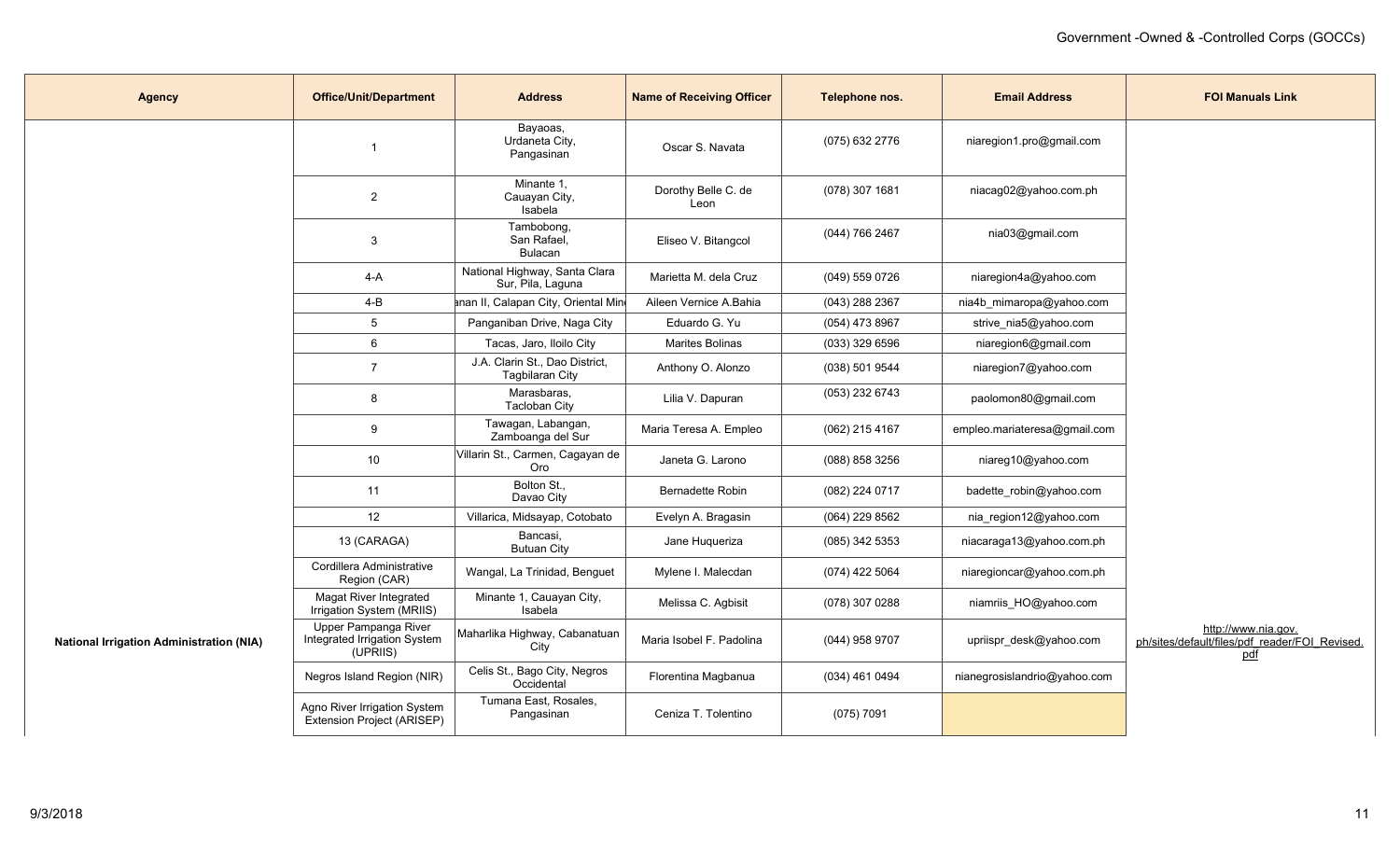| Agency | Office/Unit/Department | Address | Name of Receiving Officer | Telephone nos. | Email Address | FOI Manuals Link |
|---|---|---|---|---|---|---|
| National Irrigation Administration (NIA) | 1 | Bayaoas, Urdaneta City, Pangasinan | Oscar S. Navata | (075) 632 2776 | niaregion1.pro@gmail.com | http://www.nia.gov.ph/sites/default/files/pdf_reader/FOI_Revised.pdf |
| | 2 | Minante 1, Cauayan City, Isabela | Dorothy Belle C. de Leon | (078) 307 1681 | niacag02@yahoo.com.ph | |
| | 3 | Tambobong, San Rafael, Bulacan | Eliseo V. Bitangcol | (044) 766 2467 | nia03@gmail.com | |
| | 4-A | National Highway, Santa Clara Sur, Pila, Laguna | Marietta M. dela Cruz | (049) 559 0726 | niaregion4a@yahoo.com | |
| | 4-B | anan II, Calapan City, Oriental Min | Aileen Vernice A.Bahia | (043) 288 2367 | nia4b_mimaropa@yahoo.com | |
| | 5 | Panganiban Drive, Naga City | Eduardo G. Yu | (054) 473 8967 | strive_nia5@yahoo.com | |
| | 6 | Tacas, Jaro, Iloilo City | Marites Bolinas | (033) 329 6596 | niaregion6@gmail.com | |
| | 7 | J.A. Clarin St., Dao District, Tagbilaran City | Anthony O. Alonzo | (038) 501 9544 | niaregion7@yahoo.com | |
| | 8 | Marasbaras, Tacloban City | Lilia V. Dapuran | (053) 232 6743 | paolomon80@gmail.com | |
| | 9 | Tawagan, Labangan, Zamboanga del Sur | Maria Teresa A. Empleo | (062) 215 4167 | empleo.mariateresa@gmail.com | |
| | 10 | Villarin St., Carmen, Cagayan de Oro | Janeta G. Larono | (088) 858 3256 | niareg10@yahoo.com | |
| | 11 | Bolton St., Davao City | Bernadette Robin | (082) 224 0717 | badette_robin@yahoo.com | |
| | 12 | Villarica, Midsayap, Cotobato | Evelyn A. Bragasin | (064) 229 8562 | nia_region12@yahoo.com | |
| | 13 (CARAGA) | Bancasi, Butuan City | Jane Huqueriza | (085) 342 5353 | niacaraga13@yahoo.com.ph | |
| | Cordillera Administrative Region (CAR) | Wangal, La Trinidad, Benguet | Mylene I. Malecdan | (074) 422 5064 | niaregioncar@yahoo.com.ph | |
| | Magat River Integrated Irrigation System (MRIIS) | Minante 1, Cauayan City, Isabela | Melissa C. Agbisit | (078) 307 0288 | niamriis_HO@yahoo.com | |
| | Upper Pampanga River Integrated Irrigation System (UPRIIS) | Maharlika Highway, Cabanatuan City | Maria Isobel F. Padolina | (044) 958 9707 | upriispr_desk@yahoo.com | |
| | Negros Island Region (NIR) | Celis St., Bago City, Negros Occidental | Florentina Magbanua | (034) 461 0494 | nianegrosislandrio@yahoo.com | |
| | Agno River Irrigation System Extension Project (ARISEP) | Tumana East, Rosales, Pangasinan | Ceniza T. Tolentino | (075) 7091 | | |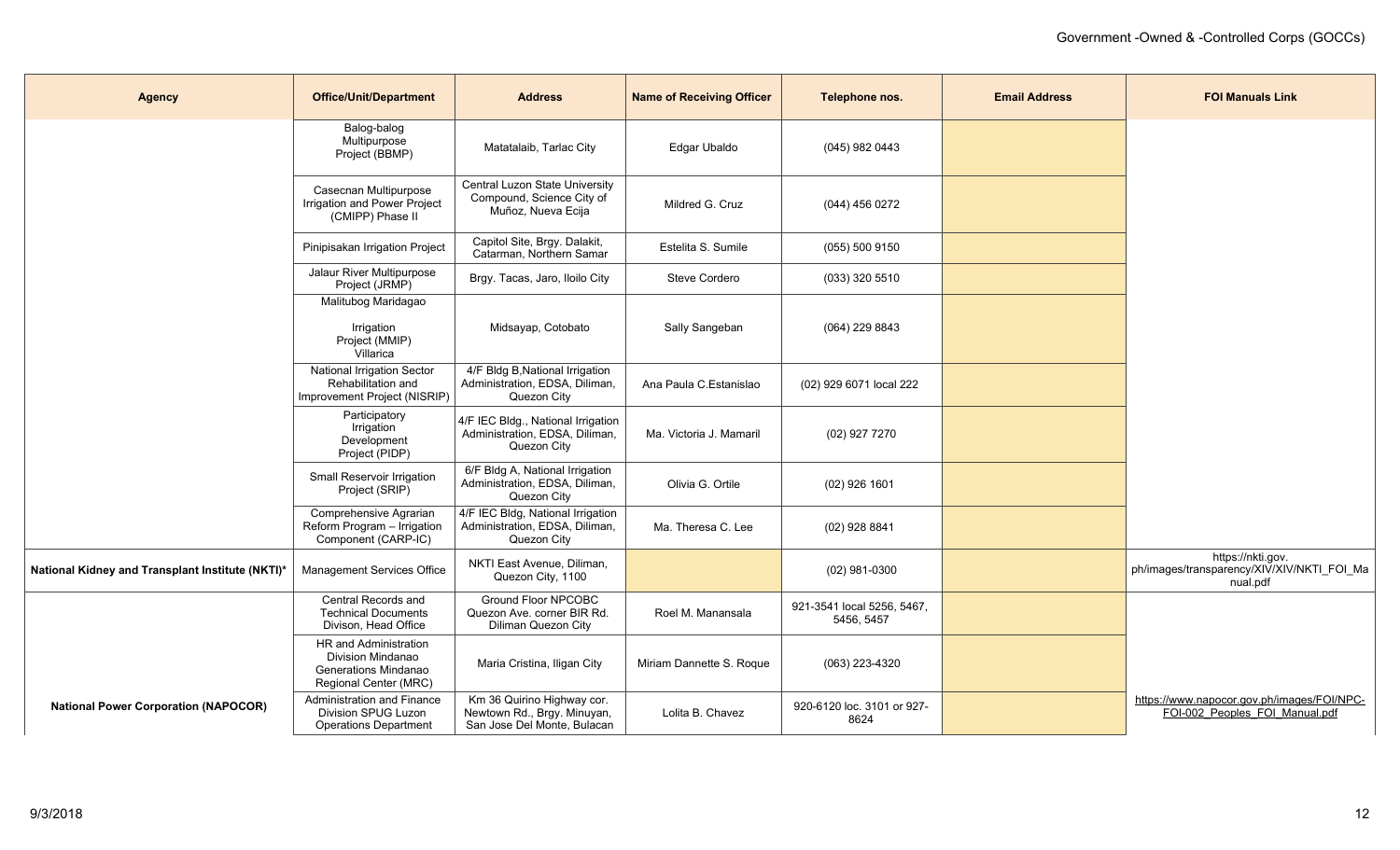| Agency | Office/Unit/Department | Address | Name of Receiving Officer | Telephone nos. | Email Address | FOI Manuals Link |
|---|---|---|---|---|---|---|
| | Balog-balog Multipurpose Project (BBMP) | Matatalaib, Tarlac City | Edgar Ubaldo | (045) 982 0443 | | |
| | Casecnan Multipurpose Irrigation and Power Project (CMIPP) Phase II | Central Luzon State University Compound, Science City of Muñoz, Nueva Ecija | Mildred G. Cruz | (044) 456 0272 | | |
| | Pinipisakan Irrigation Project | Capitol Site, Brgy. Dalakit, Catarman, Northern Samar | Estelita S. Sumile | (055) 500 9150 | | |
| | Jalaur River Multipurpose Project (JRMP) | Brgy. Tacas, Jaro, Iloilo City | Steve Cordero | (033) 320 5510 | | |
| | Malitubog Maridagao Irrigation Project (MMIP) Villarica | Midsayap, Cotobato | Sally Sangeban | (064) 229 8843 | | |
| | National Irrigation Sector Rehabilitation and Improvement Project (NISRIP) | 4/F Bldg B,National Irrigation Administration, EDSA, Diliman, Quezon City | Ana Paula C.Estanislao | (02) 929 6071 local 222 | | |
| | Participatory Irrigation Development Project (PIDP) | 4/F IEC Bldg., National Irrigation Administration, EDSA, Diliman, Quezon City | Ma. Victoria J. Mamaril | (02) 927 7270 | | |
| | Small Reservoir Irrigation Project (SRIP) | 6/F Bldg A, National Irrigation Administration, EDSA, Diliman, Quezon City | Olivia G. Ortile | (02) 926 1601 | | |
| | Comprehensive Agrarian Reform Program – Irrigation Component (CARP-IC) | 4/F IEC Bldg, National Irrigation Administration, EDSA, Diliman, Quezon City | Ma. Theresa C. Lee | (02) 928 8841 | | |
| National Kidney and Transplant Institute (NKTI)* | Management Services Office | NKTI East Avenue, Diliman, Quezon City, 1100 | | (02) 981-0300 | | https://nkti.gov.ph/images/transparency/XIV/XIV/NKTI_FOI_Manual.pdf |
| National Power Corporation (NAPOCOR) | Central Records and Technical Documents Divison, Head Office | Ground Floor NPCOBC Quezon Ave. corner BIR Rd. Diliman Quezon City | Roel M. Manansala | 921-3541 local 5256, 5467, 5456, 5457 | | https://www.napocor.gov.ph/images/FOI/NPC-FOI-002_Peoples_FOI_Manual.pdf |
| | HR and Administration Division Mindanao Generations Mindanao Regional Center (MRC) | Maria Cristina, Iligan City | Miriam Dannette S. Roque | (063) 223-4320 | | |
| | Administration and Finance Division SPUG Luzon Operations Department | Km 36 Quirino Highway cor. Newtown Rd., Brgy. Minuyan, San Jose Del Monte, Bulacan | Lolita B. Chavez | 920-6120 loc. 3101 or 927-8624 | | |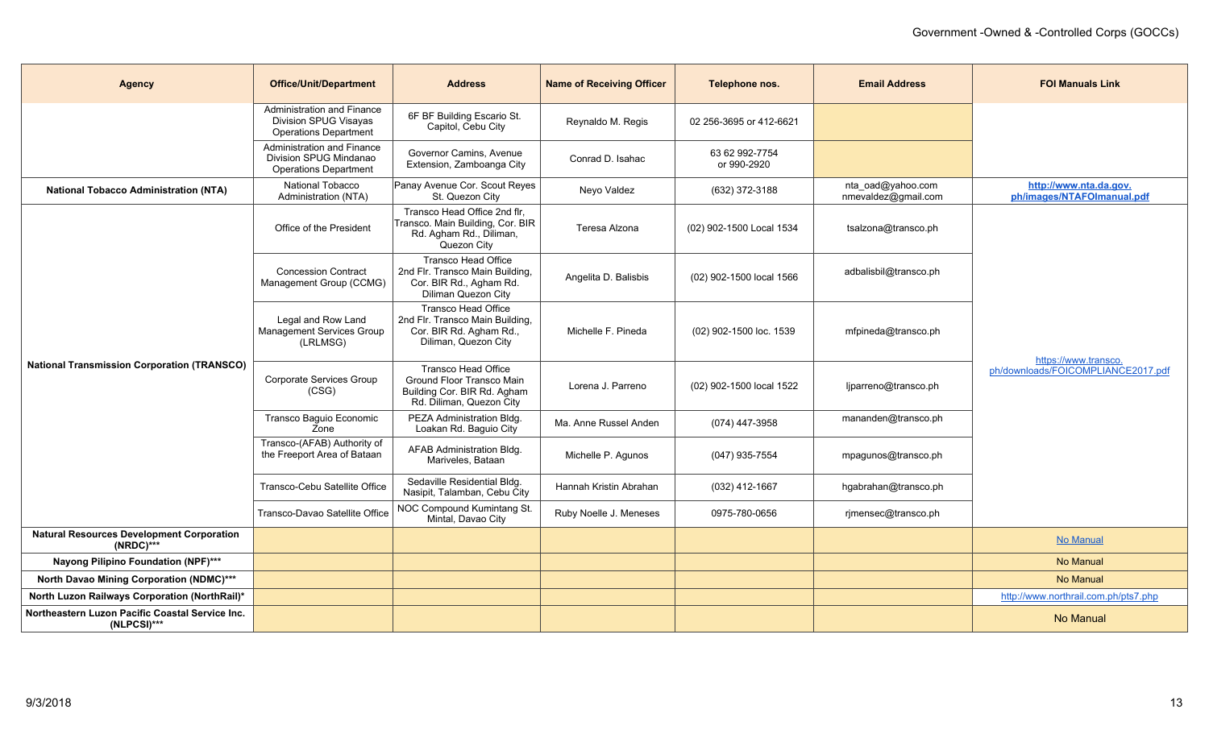| Agency | Office/Unit/Department | Address | Name of Receiving Officer | Telephone nos. | Email Address | FOI Manuals Link |
|---|---|---|---|---|---|---|
| | Administration and Finance Division SPUG Visayas Operations Department | 6F BF Building Escario St. Capitol, Cebu City | Reynaldo M. Regis | 02 256-3695 or 412-6621 | | |
| | Administration and Finance Division SPUG Mindanao Operations Department | Governor Camins, Avenue Extension, Zamboanga City | Conrad D. Isahac | 63 62 992-7754 or 990-2920 | | |
| **National Tobacco Administration (NTA)** | National Tobacco Administration (NTA) | Panay Avenue Cor. Scout Reyes St. Quezon City | Neyo Valdez | (632) 372-3188 | nta_oad@yahoo.com nmevaldez@gmail.com | **http://www.nta.da.gov.ph/images/NTAFOImanual.pdf** |
| **National Transmission Corporation (TRANSCO)** | Office of the President | Transco Head Office 2nd flr, Transco. Main Building, Cor. BIR Rd. Agham Rd., Diliman, Quezon City | Teresa Alzona | (02) 902-1500 Local 1534 | tsalzona@transco.ph | https://www.transco.ph/downloads/FOICOMPLIANCE2017.pdf |
| | Concession Contract Management Group (CCMG) | Transco Head Office 2nd Flr. Transco Main Building, Cor. BIR Rd., Agham Rd. Diliman Quezon City | Angelita D. Balisbis | (02) 902-1500 local 1566 | adbalisbil@transco.ph | |
| | Legal and Row Land Management Services Group (LRLMSG) | Transco Head Office 2nd Flr. Transco Main Building, Cor. BIR Rd. Agham Rd., Diliman, Quezon City | Michelle F. Pineda | (02) 902-1500 loc. 1539 | mfpineda@transco.ph | |
| | Corporate Services Group (CSG) | Transco Head Office Ground Floor Transco Main Building Cor. BIR Rd. Agham Rd. Diliman, Quezon City | Lorena J. Parreno | (02) 902-1500 local 1522 | ljparreno@transco.ph | |
| | Transco Baguio Economic Zone | PEZA Administration Bldg. Loakan Rd. Baguio City | Ma. Anne Russel Anden | (074) 447-3958 | mananden@transco.ph | |
| | Transco-(AFAB) Authority of the Freeport Area of Bataan | AFAB Administration Bldg. Mariveles, Bataan | Michelle P. Agunos | (047) 935-7554 | mpagunos@transco.ph | |
| | Transco-Cebu Satellite Office | Sedaville Residential Bldg. Nasipit, Talamban, Cebu City | Hannah Kristin Abrahan | (032) 412-1667 | hgabrahan@transco.ph | |
| | Transco-Davao Satellite Office | NOC Compound Kumintang St. Mintal, Davao City | Ruby Noelle J. Meneses | 0975-780-0656 | rjmensec@transco.ph | |
| **Natural Resources Development Corporation (NRDC)*** ** | | | | | | No Manual |
| **Nayong Pilipino Foundation (NPF)*** ** | | | | | | No Manual |
| **North Davao Mining Corporation (NDMC)*** ** | | | | | | No Manual |
| **North Luzon Railways Corporation (NorthRail)*** | | | | | | http://www.northrail.com.ph/pts7.php |
| **Northeastern Luzon Pacific Coastal Service Inc. (NLPCSI)*** ** | | | | | | No Manual |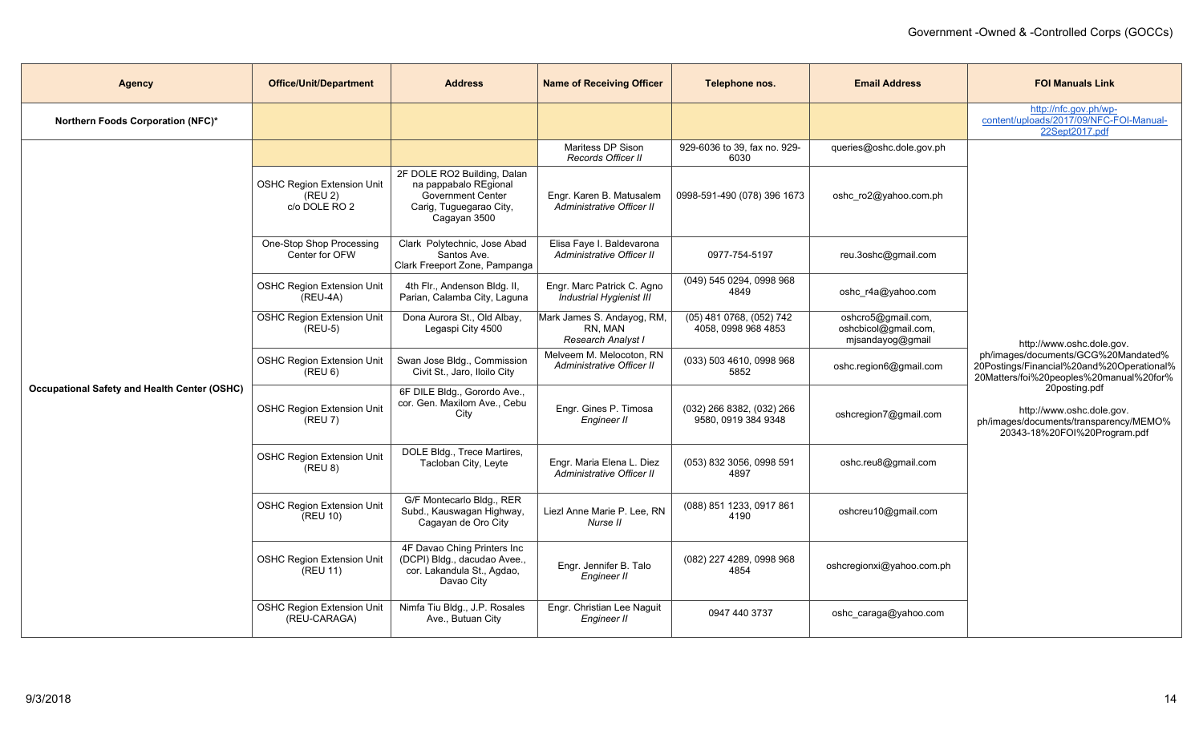| Agency | Office/Unit/Department | Address | Name of Receiving Officer | Telephone nos. | Email Address | FOI Manuals Link |
|---|---|---|---|---|---|---|
| **Northern Foods Corporation (NFC)*** | | | | | | http://nfc.gov.ph/wp-content/uploads/2017/09/NFC-FOI-Manual-22Sept2017.pdf |
| **Occupational Safety and Health Center (OSHC)** | | | Maritess DP Sison *Records Officer II* | 929-6036 to 39, fax no. 929-6030 | queries@oshc.dole.gov.ph | http://www.oshc.dole.gov.ph/images/documents/GCG%20Mandated%20Postings/Financial%20and%20Operational%20Matters/foi%20peoples%20manual%20for%20posting.pdf http://www.oshc.dole.gov.ph/images/documents/transparency/MEMO%20343-18%20FOI%20Program.pdf |
| | OSHC Region Extension Unit (REU 2) c/o DOLE RO 2 | 2F DOLE RO2 Building, Dalan na pappabalo REgional Government Center Carig, Tuguegarao City, Cagayan 3500 | Engr. Karen B. Matusalem *Administrative Officer II* | 0998-591-490 (078) 396 1673 | oshc_ro2@yahoo.com.ph | |
| | One-Stop Shop Processing Center for OFW | Clark Polytechnic, Jose Abad Santos Ave. Clark Freeport Zone, Pampanga | Elisa Faye I. Baldevarona *Administrative Officer II* | 0977-754-5197 | reu.3oshc@gmail.com | |
| | OSHC Region Extension Unit (REU-4A) | 4th Flr., Andenson Bldg. II, Parian, Calamba City, Laguna | Engr. Marc Patrick C. Agno *Industrial Hygienist III* | (049) 545 0294, 0998 968 4849 | oshc_r4a@yahoo.com | |
| | OSHC Region Extension Unit (REU-5) | Dona Aurora St., Old Albay, Legaspi City 4500 | Mark James S. Andayog, RM, RN, MAN *Research Analyst I* | (05) 481 0768, (052) 742 4058, 0998 968 4853 | oshcro5@gmail.com, oshcbicol@gmail.com, mjsandayog@gmail | |
| | OSHC Region Extension Unit (REU 6) | Swan Jose Bldg., Commission Civit St., Jaro, Iloilo City | Melveem M. Melocoton, RN *Administrative Officer II* | (033) 503 4610, 0998 968 5852 | oshc.region6@gmail.com | |
| | OSHC Region Extension Unit (REU 7) | 6F DILE Bldg., Gorordo Ave., cor. Gen. Maxilom Ave., Cebu City | Engr. Gines P. Timosa *Engineer II* | (032) 266 8382, (032) 266 9580, 0919 384 9348 | oshcregion7@gmail.com | |
| | OSHC Region Extension Unit (REU 8) | DOLE Bldg., Trece Martires, Tacloban City, Leyte | Engr. Maria Elena L. Diez *Administrative Officer II* | (053) 832 3056, 0998 591 4897 | oshc.reu8@gmail.com | |
| | OSHC Region Extension Unit (REU 10) | G/F Montecarlo Bldg., RER Subd., Kauswagan Highway, Cagayan de Oro City | Liezl Anne Marie P. Lee, RN *Nurse II* | (088) 851 1233, 0917 861 4190 | oshcreu10@gmail.com | |
| | OSHC Region Extension Unit (REU 11) | 4F Davao Ching Printers Inc (DCPI) Bldg., dacudao Avee., cor. Lakandula St., Agdao, Davao City | Engr. Jennifer B. Talo *Engineer II* | (082) 227 4289, 0998 968 4854 | oshcregionxi@yahoo.com.ph | |
| | OSHC Region Extension Unit (REU-CARAGA) | Nimfa Tiu Bldg., J.P. Rosales Ave., Butuan City | Engr. Christian Lee Naguit *Engineer II* | 0947 440 3737 | oshc_caraga@yahoo.com | |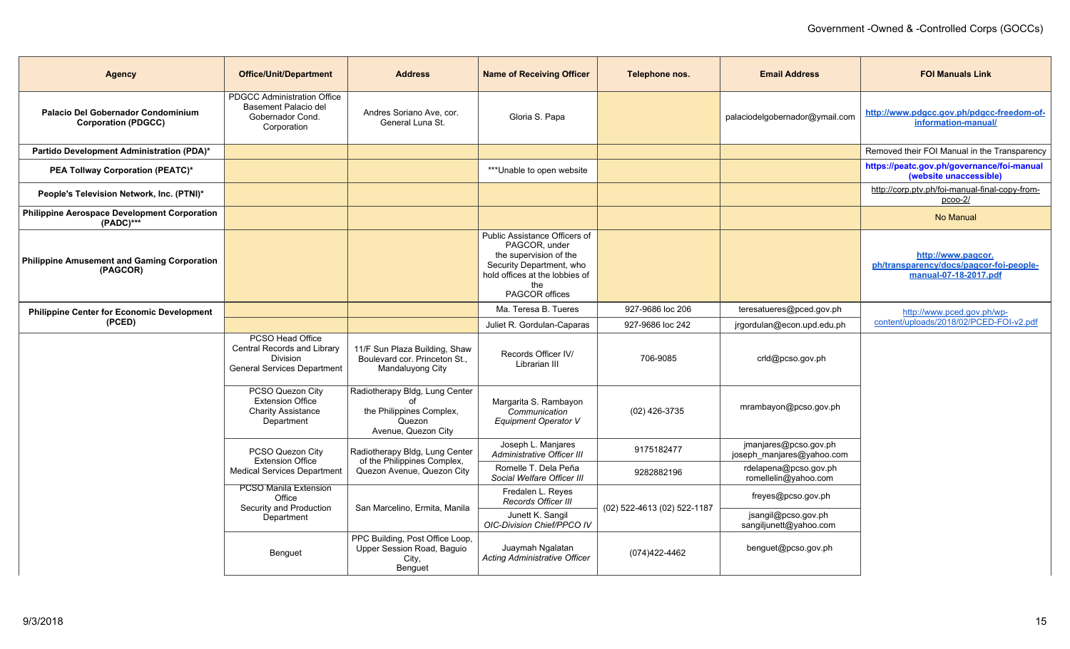| Agency | Office/Unit/Department | Address | Name of Receiving Officer | Telephone nos. | Email Address | FOI Manuals Link |
|---|---|---|---|---|---|---|
| **Palacio Del Gobernador Condominium Corporation (PDGCC)** | PDGCC Administration Office Basement Palacio del Gobernador Cond. Corporation | Andres Soriano Ave, cor. General Luna St. | Gloria S. Papa | | palaciodelgobernador@ymail.com | **http://www.pdgcc.gov.ph/pdgcc-freedom-of-information-manual/** |
| **Partido Development Administration (PDA)*** | | | | | | Removed their FOI Manual in the Transparency |
| **PEA Tollway Corporation (PEATC)*** | | | ***Unable to open website | | | **https://peatc.gov.ph/governance/foi-manual (website unaccessible)** |
| **People's Television Network, Inc. (PTNI)*** | | | | | | http://corp.ptv.ph/foi-manual-final-copy-from-pcoo-2/ |
| **Philippine Aerospace Development Corporation (PADC)***** | | | | | | No Manual |
| **Philippine Amusement and Gaming Corporation (PAGCOR)** | | | Public Assistance Officers of PAGCOR, under the supervision of the Security Department, who hold offices at the lobbies of the PAGCOR offices | | | **http://www.pagcor.ph/transparency/docs/pagcor-foi-people-manual-07-18-2017.pdf** |
| **Philippine Center for Economic Development (PCED)** | | | Ma. Teresa B. Tueres | 927-9686 loc 206 | teresatueres@pced.gov.ph | http://www.pced.gov.ph/wp-content/uploads/2018/02/PCED-FOI-v2.pdf |
| | | | Juliet R. Gordulan-Caparas | 927-9686 loc 242 | jrgordulan@econ.upd.edu.ph | |
| | PCSO Head Office Central Records and Library Division General Services Department | 11/F Sun Plaza Building, Shaw Boulevard cor. Princeton St., Mandaluyong City | Records Officer IV/ Librarian III | 706-9085 | crld@pcso.gov.ph | |
| | PCSO Quezon City Extension Office Charity Assistance Department | Radiotherapy Bldg, Lung Center of the Philippines Complex, Quezon Avenue, Quezon City | Margarita S. Rambayon *Communication Equipment Operator V* | (02) 426-3735 | mrambayon@pcso.gov.ph | |
| | PCSO Quezon City Extension Office Medical Services Department | Radiotherapy Bldg, Lung Center of the Philippines Complex, Quezon Avenue, Quezon City | Joseph L. Manjares *Administrative Officer III* | 9175182477 | jmanjares@pcso.gov.ph joseph_manjares@yahoo.com | |
| | | | Romelle T. Dela Peña *Social Welfare Officer III* | 9282882196 | rdelapena@pcso.gov.ph romellein@yahoo.com | |
| | PCSO Manila Extension Office Security and Production Department | San Marcelino, Ermita, Manila | Fredalen L. Reyes *Records Officer III* | (02) 522-4613 (02) 522-1187 | freyes@pcso.gov.ph | |
| | | | Junett K. Sangil *OIC-Division Chief/PPCO IV* | | jsangil@pcso.gov.ph sangiljunett@yahoo.com | |
| | Benguet | PPC Building, Post Office Loop, Upper Session Road, Baguio City, Benguet | Juaymah Ngalatan *Acting Administrative Officer* | (074)422-4462 | benguet@pcso.gov.ph | |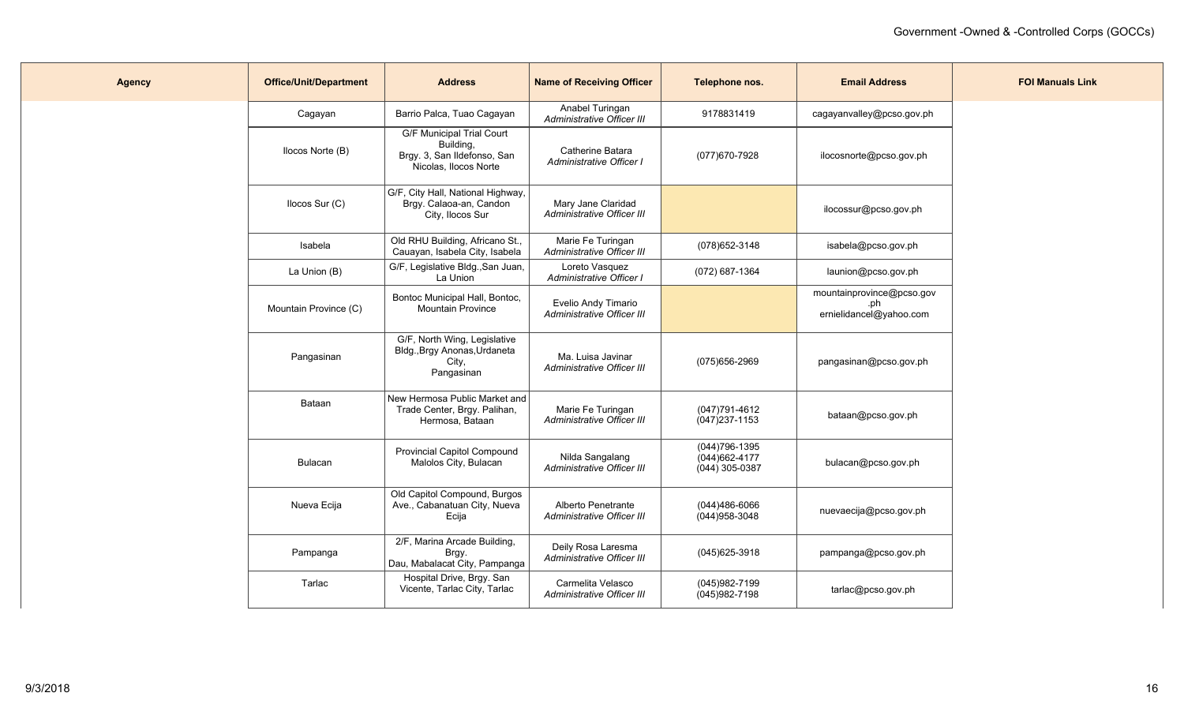Government -Owned & -Controlled Corps (GOCCs)

| Agency | Office/Unit/Department | Address | Name of Receiving Officer | Telephone nos. | Email Address | FOI Manuals Link |
|---|---|---|---|---|---|---|
| | Cagayan | Barrio Palca, Tuao Cagayan | Anabel Turingan<br>*Administrative Officer III* | 9178831419 | cagayanvalley@pcso.gov.ph | |
| | Ilocos Norte (B) | G/F Municipal Trial Court Building,<br>Brgy. 3, San Ildefonso, San Nicolas, Ilocos Norte | Catherine Batara<br>*Administrative Officer I* | (077)670-7928 | ilocosnorte@pcso.gov.ph | |
| | Ilocos Sur (C) | G/F, City Hall, National Highway, Brgy. Calaoa-an, Candon City, Ilocos Sur | Mary Jane Claridad<br>*Administrative Officer III* | | ilocossur@pcso.gov.ph | |
| | Isabela | Old RHU Building, Africano St., Cauayan, Isabela City, Isabela | Marie Fe Turingan<br>*Administrative Officer III* | (078)652-3148 | isabela@pcso.gov.ph | |
| | La Union (B) | G/F, Legislative Bldg.,San Juan, La Union | Loreto Vasquez<br>*Administrative Officer I* | (072) 687-1364 | launion@pcso.gov.ph | |
| | Mountain Province (C) | Bontoc Municipal Hall, Bontoc, Mountain Province | Evelio Andy Timario<br>*Administrative Officer III* | | mountainprovince@pcso.gov.ph<br>ernielidancel@yahoo.com | |
| | Pangasinan | G/F, North Wing, Legislative Bldg.,Brgy Anonas,Urdaneta City,<br>Pangasinan | Ma. Luisa Javinar<br>*Administrative Officer III* | (075)656-2969 | pangasinan@pcso.gov.ph | |
| | Bataan | New Hermosa Public Market and Trade Center, Brgy. Palihan, Hermosa, Bataan | Marie Fe Turingan<br>*Administrative Officer III* | (047)791-4612<br>(047)237-1153 | bataan@pcso.gov.ph | |
| | Bulacan | Provincial Capitol Compound Malolos City, Bulacan | Nilda Sangalang<br>*Administrative Officer III* | (044)796-1395<br>(044)662-4177<br>(044) 305-0387 | bulacan@pcso.gov.ph | |
| | Nueva Ecija | Old Capitol Compound, Burgos Ave., Cabanatuan City, Nueva Ecija | Alberto Penetrante<br>*Administrative Officer III* | (044)486-6066<br>(044)958-3048 | nuevaecija@pcso.gov.ph | |
| | Pampanga | 2/F, Marina Arcade Building, Brgy.<br>Dau, Mabalacat City, Pampanga | Deily Rosa Laresma<br>*Administrative Officer III* | (045)625-3918 | pampanga@pcso.gov.ph | |
| | Tarlac | Hospital Drive, Brgy. San Vicente, Tarlac City, Tarlac | Carmelita Velasco<br>*Administrative Officer III* | (045)982-7199<br>(045)982-7198 | tarlac@pcso.gov.ph | |

9/3/2018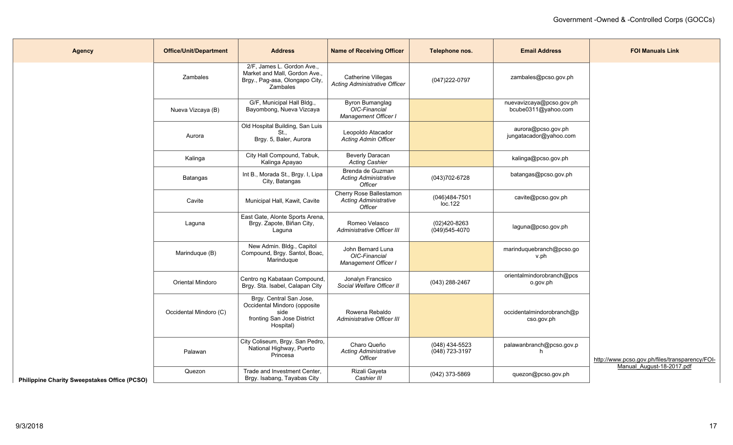| Agency | Office/Unit/Department | Address | Name of Receiving Officer | Telephone nos. | Email Address | FOI Manuals Link |
|---|---|---|---|---|---|---|
| | Zambales | 2/F, James L. Gordon Ave., Market and Mall, Gordon Ave., Brgy., Pag-asa, Olongapo City, Zambales | Catherine Villegas *Acting Administrative Officer* | (047)222-0797 | zambales@pcso.gov.ph | |
| | Nueva Vizcaya (B) | G/F, Municipal Hall Bldg., Bayombong, Nueva Vizcaya | Byron Bumanglag *OIC-Financial Management Officer I* | | nuevavizcaya@pcso.gov.ph bcube0311@yahoo.com | |
| | Aurora | Old Hospital Building, San Luis St., Brgy. 5, Baler, Aurora | Leopoldo Atacador *Acting Admin Officer* | | aurora@pcso.gov.ph jungatacador@yahoo.com | |
| | Kalinga | City Hall Compound, Tabuk, Kalinga Apayao | Beverly Daracan *Acting Cashier* | | kalinga@pcso.gov.ph | |
| | Batangas | Int B., Morada St., Brgy. I, Lipa City, Batangas | Brenda de Guzman *Acting Administrative Officer* | (043)702-6728 | batangas@pcso.gov.ph | |
| | Cavite | Municipal Hall, Kawit, Cavite | Cherry Rose Ballestamon *Acting Administrative Officer* | (046)484-7501 loc.122 | cavite@pcso.gov.ph | |
| | Laguna | East Gate, Alonte Sports Arena, Brgy. Zapote, Biñan City, Laguna | Romeo Velasco *Administrative Officer III* | (02)420-8263 (049)545-4070 | laguna@pcso.gov.ph | |
| | Marinduque (B) | New Admin. Bldg., Capitol Compound, Brgy. Santol, Boac, Marinduque | John Bernard Luna *OIC-Financial Management Officer I* | | marinduquebranch@pcso.gov.ph | |
| | Oriental Mindoro | Centro ng Kabataan Compound, Brgy. Sta. Isabel, Calapan City | Jonalyn Francsico *Social Welfare Officer II* | (043) 288-2467 | orientalmindorobranch@pcso.gov.ph | |
| | Occidental Mindoro (C) | Brgy. Central San Jose, Occidental Mindoro (opposite side fronting San Jose District Hospital) | Rowena Rebaldo *Administrative Officer III* | | occidentalmindorobranch@pcso.gov.ph | |
| | Palawan | City Coliseum, Brgy. San Pedro, National Highway, Puerto Princesa | Charo Queño *Acting Administrative Officer* | (048) 434-5523 (048) 723-3197 | palawanbranch@pcso.gov.ph | |
| Philippine Charity Sweepstakes Office (PCSO) | Quezon | Trade and Investment Center, Brgy. Isabang, Tayabas City | Rizali Gayeta *Cashier III* | (042) 373-5869 | quezon@pcso.gov.ph | http://www.pcso.gov.ph/files/transparency/FOI-Manual_August-18-2017.pdf |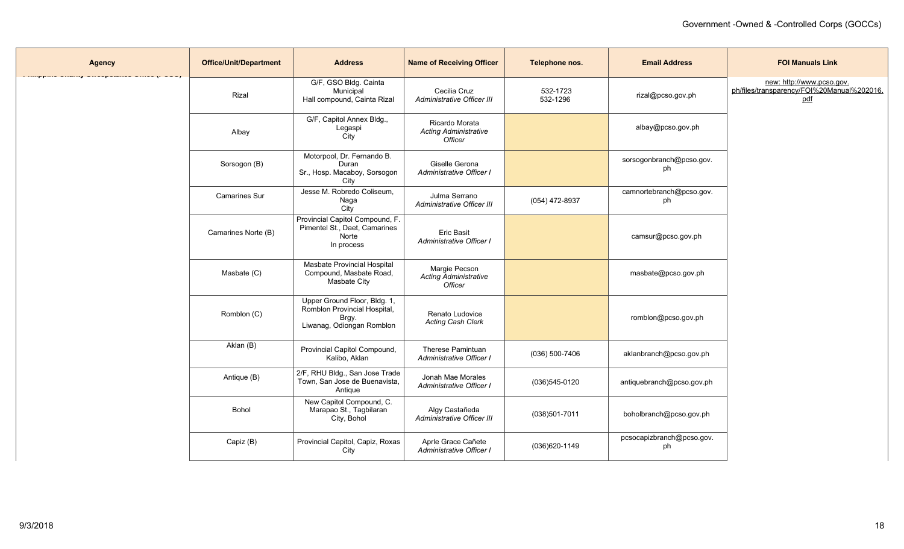| Agency | Office/Unit/Department | Address | Name of Receiving Officer | Telephone nos. | Email Address | FOI Manuals Link |
|---|---|---|---|---|---|---|
| Philippine Charity Sweepstakes Office (PCSO) | Rizal | G/F, GSO Bldg. Cainta Municipal Hall compound, Cainta Rizal | Cecilia Cruz *Administrative Officer III* | 532-1723 532-1296 | rizal@pcso.gov.ph | new: http://www.pcso.gov.ph/files/transparency/FOI%20Manual%202016.pdf |
| | Albay | G/F, Capitol Annex Bldg., Legaspi City | Ricardo Morata *Acting Administrative Officer* | | albay@pcso.gov.ph | |
| | Sorsogon (B) | Motorpool, Dr. Fernando B. Duran Sr., Hosp. Macaboy, Sorsogon City | Giselle Gerona *Administrative Officer I* | | sorsogonbranch@pcso.gov.ph | |
| | Camarines Sur | Jesse M. Robredo Coliseum, Naga City | Julma Serrano *Administrative Officer III* | (054) 472-8937 | camnortebranch@pcso.gov.ph | |
| | Camarines Norte (B) | Provincial Capitol Compound, F. Pimentel St., Daet, Camarines Norte In process | Eric Basit *Administrative Officer I* | | camsur@pcso.gov.ph | |
| | Masbate (C) | Masbate Provincial Hospital Compound, Masbate Road, Masbate City | Margie Pecson *Acting Administrative Officer* | | masbate@pcso.gov.ph | |
| | Romblon (C) | Upper Ground Floor, Bldg. 1, Romblon Provincial Hospital, Brgy. Liwanag, Odiongan Romblon | Renato Ludovice *Acting Cash Clerk* | | romblon@pcso.gov.ph | |
| | Aklan (B) | Provincial Capitol Compound, Kalibo, Aklan | Therese Pamintuan *Administrative Officer I* | (036) 500-7406 | aklanbranch@pcso.gov.ph | |
| | Antique (B) | 2/F, RHU Bldg., San Jose Trade Town, San Jose de Buenavista, Antique | Jonah Mae Morales *Administrative Officer I* | (036)545-0120 | antiquebranch@pcso.gov.ph | |
| | Bohol | New Capitol Compound, C. Marapao St., Tagbilaran City, Bohol | Algy Castañeda *Administrative Officer III* | (038)501-7011 | boholbranch@pcso.gov.ph | |
| | Capiz (B) | Provincial Capitol, Capiz, Roxas City | Aprle Grace Cañete *Administrative Officer I* | (036)620-1149 | pcsocapizbranch@pcso.gov.ph | |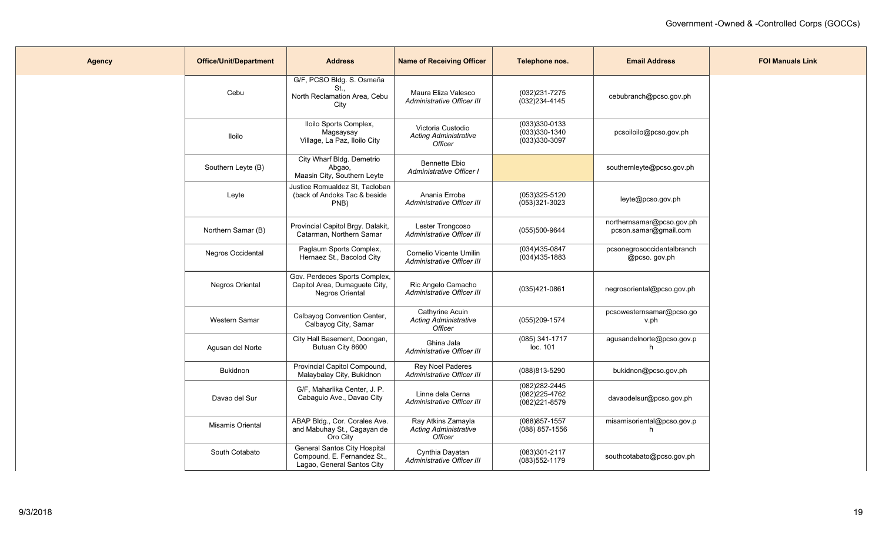| Agency | Office/Unit/Department | Address | Name of Receiving Officer | Telephone nos. | Email Address | FOI Manuals Link |
|---|---|---|---|---|---|---|
| | Cebu | G/F, PCSO Bldg. S. Osmeña St., North Reclamation Area, Cebu City | Maura Eliza Valesco *Administrative Officer III* | (032)231-7275 (032)234-4145 | cebubranch@pcso.gov.ph | |
| | Iloilo | Iloilo Sports Complex, Magsaysay Village, La Paz, Iloilo City | Victoria Custodio *Acting Administrative Officer* | (033)330-0133 (033)330-1340 (033)330-3097 | pcsoiloilo@pcso.gov.ph | |
| | Southern Leyte (B) | City Wharf Bldg. Demetrio Abgao, Maasin City, Southern Leyte | Bennette Ebio *Administrative Officer I* | | southernleyte@pcso.gov.ph | |
| | Leyte | Justice Romualdez St, Tacloban (back of Andoks Tac & beside PNB) | Anania Erroba *Administrative Officer III* | (053)325-5120 (053)321-3023 | leyte@pcso.gov.ph | |
| | Northern Samar (B) | Provincial Capitol Brgy. Dalakit, Catarman, Northern Samar | Lester Trongcoso *Administrative Officer III* | (055)500-9644 | northernsamar@pcso.gov.ph pcson.samar@gmail.com | |
| | Negros Occidental | Paglaum Sports Complex, Hernaez St., Bacolod City | Cornelio Vicente Umilin *Administrative Officer III* | (034)435-0847 (034)435-1883 | pcsonegrosoccidentalbranch @pcso. gov.ph | |
| | Negros Oriental | Gov. Perdeces Sports Complex, Capitol Area, Dumaguete City, Negros Oriental | Ric Angelo Camacho *Administrative Officer III* | (035)421-0861 | negrosoriental@pcso.gov.ph | |
| | Western Samar | Calbayog Convention Center, Calbayog City, Samar | Cathyrine Acuin *Acting Administrative Officer* | (055)209-1574 | pcsowesternsamar@pcso.gov.ph | |
| | Agusan del Norte | City Hall Basement, Doongan, Butuan City 8600 | Ghina Jala *Administrative Officer III* | (085) 341-1717 loc. 101 | agusandelnorte@pcso.gov.ph | |
| | Bukidnon | Provincial Capitol Compound, Malaybalay City, Bukidnon | Rey Noel Paderes *Administrative Officer III* | (088)813-5290 | bukidnon@pcso.gov.ph | |
| | Davao del Sur | G/F, Maharlika Center, J. P. Cabaguio Ave., Davao City | Linne dela Cerna *Administrative Officer III* | (082)282-2445 (082)225-4762 (082)221-8579 | davaodelsur@pcso.gov.ph | |
| | Misamis Oriental | ABAP Bldg., Cor. Corales Ave. and Mabuhay St., Cagayan de Oro City | Ray Atkins Zamayla *Acting Administrative Officer* | (088)857-1557 (088) 857-1556 | misamisoriental@pcso.gov.ph | |
| | South Cotabato | General Santos City Hospital Compound, E. Fernandez St., Lagao, General Santos City | Cynthia Dayatan *Administrative Officer III* | (083)301-2117 (083)552-1179 | southcotabato@pcso.gov.ph | |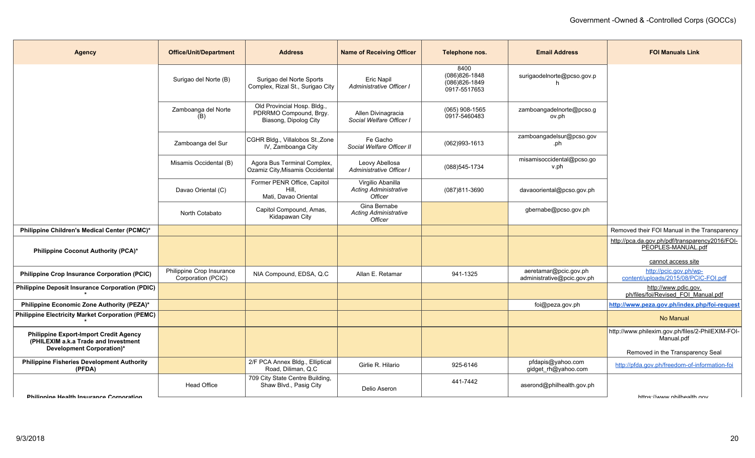| Agency | Office/Unit/Department | Address | Name of Receiving Officer | Telephone nos. | Email Address | FOI Manuals Link |
|---|---|---|---|---|---|---|
| | Surigao del Norte (B) | Surigao del Norte Sports Complex, Rizal St., Surigao City | Eric Napil *Administrative Officer I* | 8400 (086)826-1848 (086)826-1849 0917-5517653 | surigaodelnorte@pcso.gov.ph | |
| | Zamboanga del Norte (B) | Old Provincial Hosp. Bldg., PDRRMO Compound, Brgy. Biasong, Dipolog City | Allen Divinagracia *Social Welfare Officer I* | (065) 908-1565 0917-5460483 | zamboangadelnorte@pcso.gov.ph | |
| | Zamboanga del Sur | CGHR Bldg., Villalobos St.,Zone IV, Zamboanga City | Fe Gacho *Social Welfare Officer II* | (062)993-1613 | zamboangadelsur@pcso.gov.ph | |
| | Misamis Occidental (B) | Agora Bus Terminal Complex, Ozamiz City,Misamis Occidental | Leovy Abellosa *Administrative Officer I* | (088)545-1734 | misamisoccidental@pcso.gov.ph | |
| | Davao Oriental (C) | Former PENR Office, Capitol Hill, Mati, Davao Oriental | Virgilio Abanilla *Acting Administrative Officer* | (087)811-3690 | davaooriental@pcso.gov.ph | |
| | North Cotabato | Capitol Compound, Amas, Kidapawan City | Gina Bernabe *Acting Administrative Officer* | | gbernabe@pcso.gov.ph | |
| **Philippine Children's Medical Center (PCMC)*** | | | | | | Removed their FOI Manual in the Transparency |
| **Philippine Coconut Authority (PCA)*** | | | | | | http://pca.da.gov.ph/pdf/transparency2016/FOI-PEOPLES-MANUAL.pdf cannot access site |
| **Philippine Crop Insurance Corporation (PCIC)** | Philippine Crop Insurance Corporation (PCIC) | NIA Compound, EDSA, Q.C | Allan E. Retamar | 941-1325 | aeretamar@pcic.gov.ph administrative@pcic.gov.ph | http://pcic.gov.ph/wp-content/uploads/2015/08/PCIC-FOI.pdf |
| **Philippine Deposit Insurance Corporation (PDIC)*** | | | | | | http://www.pdic.gov.ph/files/foi/Revised_FOI_Manual.pdf |
| **Philippine Economic Zone Authority (PEZA)*** | | | | | foi@peza.gov.ph | **http://www.peza.gov.ph/index.php/foi-request** |
| **Philippine Electricity Market Corporation (PEMC)*** | | | | | | No Manual |
| **Philippine Export-Import Credit Agency (PHILEXIM a.k.a Trade and Investment Development Corporation)*** | | | | | | http://www.philexim.gov.ph/files/2-PhilEXIM-FOI-Manual.pdf Removed in the Transparency Seal |
| **Philippine Fisheries Development Authority (PFDA)** | | 2/F PCA Annex Bldg., Elliptical Road, Diliman, Q.C | Girlie R. Hilario | 925-6146 | pfdapis@yahoo.com gidget_rh@yahoo.com | http://pfda.gov.ph/freedom-of-information-foi |
| **Philippine Health Insurance Corporation** | Head Office | 709 City State Centre Building, Shaw Blvd., Pasig City | Delio Aseron | 441-7442 | aserond@philhealth.gov.ph | https://www.philhealth.gov |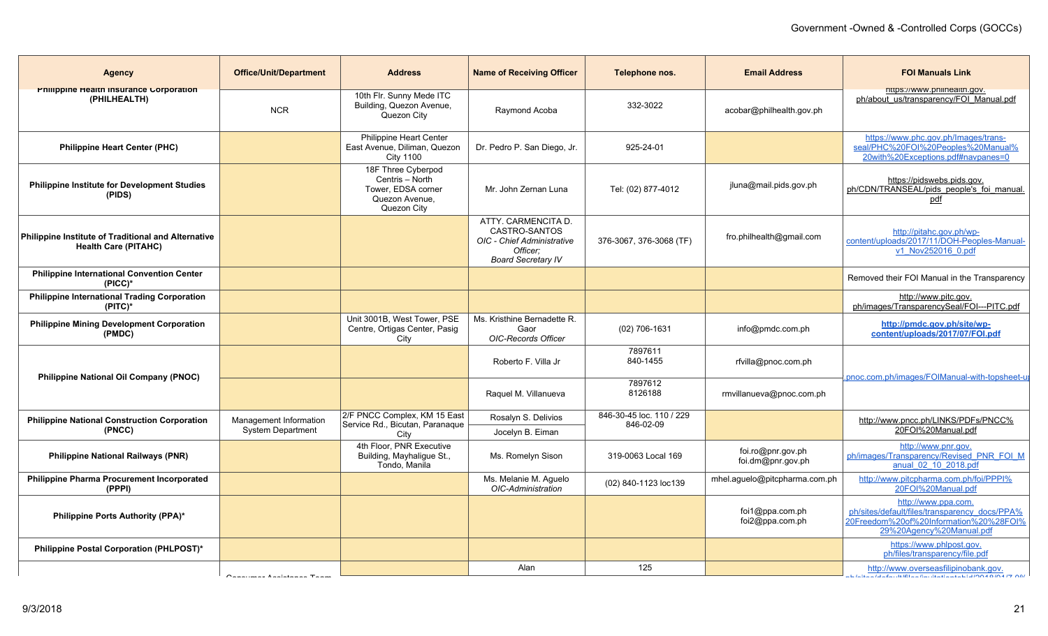| Agency | Office/Unit/Department | Address | Name of Receiving Officer | Telephone nos. | Email Address | FOI Manuals Link |
|---|---|---|---|---|---|---|
| Philippine Health Insurance Corporation (PHILHEALTH) | NCR | 10th Flr. Sunny Mede ITC Building, Quezon Avenue, Quezon City | Raymond Acoba | 332-3022 | acobar@philhealth.gov.ph | https://www.philhealth.gov.ph/about_us/transparency/FOI_Manual.pdf |
| Philippine Heart Center (PHC) | | Philippine Heart Center East Avenue, Diliman, Quezon City 1100 | Dr. Pedro P. San Diego, Jr. | 925-24-01 | | https://www.phc.gov.ph/Images/trans-seal/PHC%20FOI%20Peoples%20Manual%20with%20Exceptions.pdf#navpanes=0 |
| Philippine Institute for Development Studies (PIDS) | | 18F Three Cyberpod Centris – North Tower, EDSA corner Quezon Avenue, Quezon City | Mr. John Zernan Luna | Tel: (02) 877-4012 | jluna@mail.pids.gov.ph | https://pidswebs.pids.gov.ph/CDN/TRANSEAL/pids_people's_foi_manual.pdf |
| Philippine Institute of Traditional and Alternative Health Care (PITAHC) | | | ATTY. CARMENCITA D. CASTRO-SANTOS *OIC - Chief Administrative Officer; Board Secretary IV* | 376-3067, 376-3068 (TF) | fro.philhealth@gmail.com | http://pitahc.gov.ph/wp-content/uploads/2017/11/DOH-Peoples-Manual-v1_Nov252016_0.pdf |
| Philippine International Convention Center (PICC)* | | | | | | Removed their FOI Manual in the Transparency |
| Philippine International Trading Corporation (PITC)* | | | | | | http://www.pitc.gov.ph/images/TransparencySeal/FOI---PITC.pdf |
| Philippine Mining Development Corporation (PMDC) | | Unit 3001B, West Tower, PSE Centre, Ortigas Center, Pasig City | Ms. Kristhine Bernadette R. Gaor *OIC-Records Officer* | (02) 706-1631 | info@pmdc.com.ph | **http://pmdc.gov.ph/site/wp-content/uploads/2017/07/FOI.pdf** |
| Philippine National Oil Company (PNOC) | | | Roberto F. Villa Jr | 7897611 840-1455 | rfvilla@pnoc.com.ph | pnoc.com.ph/images/FOIManual-with-topsheet-u |
| | | | Raquel M. Villanueva | 7897612 8126188 | rmvillanueva@pnoc.com.ph | |
| Philippine National Construction Corporation (PNCC) | Management Information System Department | 2/F PNCC Complex, KM 15 East Service Rd., Bicutan, Paranaque City | Rosalyn S. Delivios | 846-30-45 loc. 110 / 229 846-02-09 | | http://www.pncc.ph/LINKS/PDFs/PNCC%20FOI%20Manual.pdf |
| | | | Jocelyn B. Eiman | | | |
| Philippine National Railways (PNR) | | 4th Floor, PNR Executive Building, Mayhaligue St., Tondo, Manila | Ms. Romelyn Sison | 319-0063 Local 169 | foi.ro@pnr.gov.ph foi.dm@pnr.gov.ph | http://www.pnr.gov.ph/images/Transparency/Revised_PNR_FOI_Manual_02_10_2018.pdf |
| Philippine Pharma Procurement Incorporated (PPPI) | | | Ms. Melanie M. Aguelo *OIC-Administration* | (02) 840-1123 loc139 | mhel.aguelo@pitcpharma.com.ph | http://www.pitcpharma.com.ph/foi/PPPI%20FOI%20Manual.pdf |
| Philippine Ports Authority (PPA)* | | | | | foi1@ppa.com.ph foi2@ppa.com.ph | http://www.ppa.com.ph/sites/default/files/transparency_docs/PPA%20Freedom%20of%20Information%20%28FOI%29%20Agency%20Manual.pdf |
| Philippine Postal Corporation (PHLPOST)* | | | | | | https://www.phlpost.gov.ph/files/transparency/file.pdf |
| | Consumer Assistance Team | | Alan | 125 | | http://www.overseasfilipinobank.gov.ph/sites/default/files/invitationtobid/2018/01/7.0% |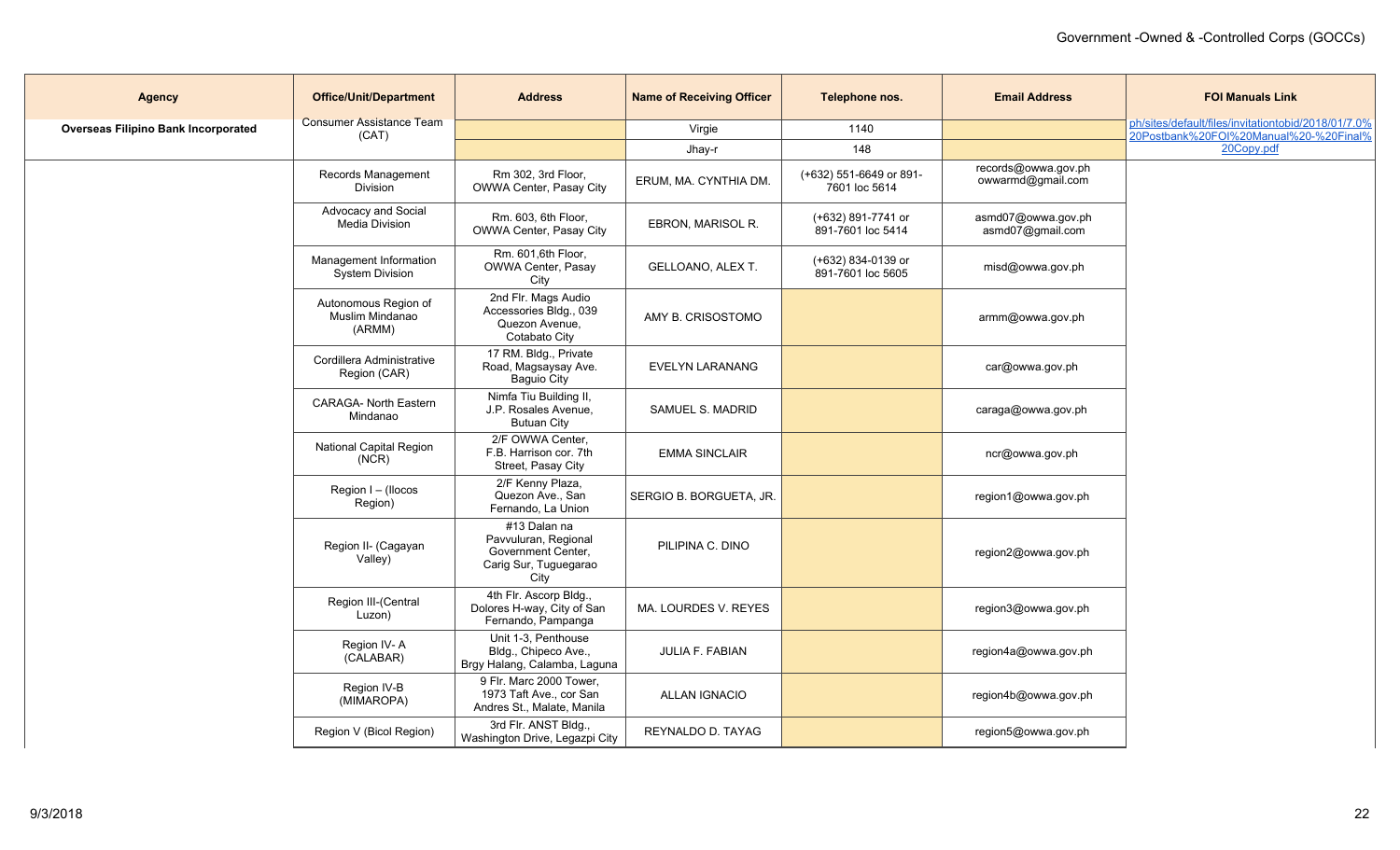| Agency | Office/Unit/Department | Address | Name of Receiving Officer | Telephone nos. | Email Address | FOI Manuals Link |
|---|---|---|---|---|---|---|
| Overseas Filipino Bank Incorporated | Consumer Assistance Team (CAT) | | Virgie | 1140 | | ph/sites/default/files/invitationtobid/2018/01/7.0%20Postbank%20FOI%20Manual%20-%20Final%20Copy.pdf |
| | | | Jhay-r | 148 | | |
| | Records Management Division | Rm 302, 3rd Floor, OWWA Center, Pasay City | ERUM, MA. CYNTHIA DM. | (+632) 551-6649 or 891-7601 loc 5614 | records@owwa.gov.ph owwarmd@gmail.com | |
| | Advocacy and Social Media Division | Rm. 603, 6th Floor, OWWA Center, Pasay City | EBRON, MARISOL R. | (+632) 891-7741 or 891-7601 loc 5414 | asmd07@owwa.gov.ph asmd07@gmail.com | |
| | Management Information System Division | Rm. 601,6th Floor, OWWA Center, Pasay City | GELLOANO, ALEX T. | (+632) 834-0139 or 891-7601 loc 5605 | misd@owwa.gov.ph | |
| | Autonomous Region of Muslim Mindanao (ARMM) | 2nd Flr. Mags Audio Accessories Bldg., 039 Quezon Avenue, Cotabato City | AMY B. CRISOSTOMO | | armm@owwa.gov.ph | |
| | Cordillera Administrative Region (CAR) | 17 RM. Bldg., Private Road, Magsaysay Ave. Baguio City | EVELYN LARANANG | | car@owwa.gov.ph | |
| | CARAGA- North Eastern Mindanao | Nimfa Tiu Building II, J.P. Rosales Avenue, Butuan City | SAMUEL S. MADRID | | caraga@owwa.gov.ph | |
| | National Capital Region (NCR) | 2/F OWWA Center, F.B. Harrison cor. 7th Street, Pasay City | EMMA SINCLAIR | | ncr@owwa.gov.ph | |
| | Region I – (Ilocos Region) | 2/F Kenny Plaza, Quezon Ave., San Fernando, La Union | SERGIO B. BORGUETA, JR. | | region1@owwa.gov.ph | |
| | Region II- (Cagayan Valley) | #13 Dalan na Pavvuluran, Regional Government Center, Carig Sur, Tuguegarao City | PILIPINA C. DINO | | region2@owwa.gov.ph | |
| | Region III-(Central Luzon) | 4th Flr. Ascorp Bldg., Dolores H-way, City of San Fernando, Pampanga | MA. LOURDES V. REYES | | region3@owwa.gov.ph | |
| | Region IV- A (CALABAR) | Unit 1-3, Penthouse Bldg., Chipeco Ave., Brgy Halang, Calamba, Laguna | JULIA F. FABIAN | | region4a@owwa.gov.ph | |
| | Region IV-B (MIMAROPA) | 9 Flr. Marc 2000 Tower, 1973 Taft Ave., cor San Andres St., Malate, Manila | ALLAN IGNACIO | | region4b@owwa.gov.ph | |
| | Region V (Bicol Region) | 3rd Flr. ANST Bldg., Washington Drive, Legazpi City | REYNALDO D. TAYAG | | region5@owwa.gov.ph | |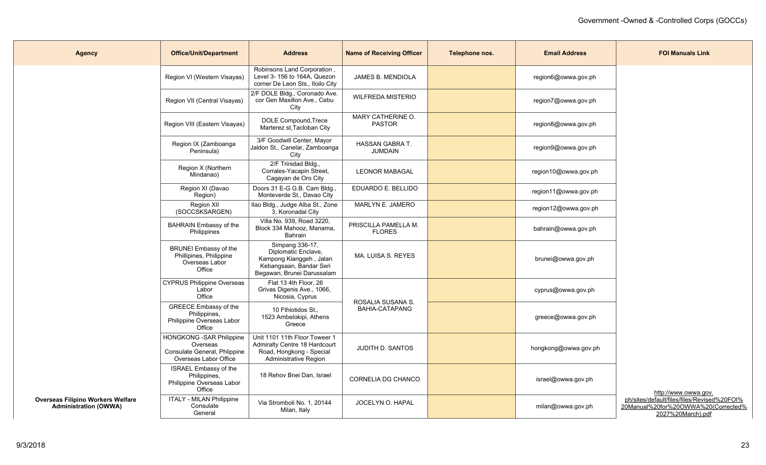| Agency | Office/Unit/Department | Address | Name of Receiving Officer | Telephone nos. | Email Address | FOI Manuals Link |
|---|---|---|---|---|---|---|
| Overseas Filipino Workers Welfare Administration (OWWA) | Region VI (Western Visayas) | Robinsons Land Corporation , Level 3- 156 to 164A, Quezon corner De Leon Sts., Iloilo City | JAMES B. MENDIOLA | | region6@owwa.gov.ph | http://www.owwa.gov.ph/sites/default/files/files/Revised%20FOI%20Manual%20for%20OWWA%20(Corrected%2027%20March).pdf |
| | Region VII (Central Visayas) | 2/F DOLE Bldg., Coronado Ave. cor Gen Maxillon Ave., Cebu City | WILFREDA MISTERIO | | region7@owwa.gov.ph | |
| | Region VIII (Eastern Visayas) | DOLE Compound,Trece Marterez st,Tacloban City | MARY CATHERINE O. PASTOR | | region8@owwa.gov.ph | |
| | Region IX (Zamboanga Peninsula) | 3/F Goodwill Center, Mayor Jaldon St., Canelar, Zamboanga City | HASSAN GABRA T. JUMDAIN | | region9@owwa.gov.ph | |
| | Region X (Northern Mindanao) | 2/F Trinidad Bldg., Corrales-Yacapin Street, Cagayan de Oro City | LEONOR MABAGAL | | region10@owwa.gov.ph | |
| | Region XI (Davao Region) | Doors 31 E-G G.B. Cam Bldg., Monteverde St., Davao City | EDUARDO E. BELLIDO | | region11@owwa.gov.ph | |
| | Region XII (SOCCSKSARGEN) | Ilao Bldg., Judge Alba St., Zone 3, Koronadal City | MARLYN E. JAMERO | | region12@owwa.gov.ph | |
| | BAHRAIN Embassy of the Philippines | Villa No. 939, Road 3220, Block 334 Mahooz, Manama, Bahrain | PRISCILLA PAMELLA M. FLORES | | bahrain@owwa.gov.ph | |
| | BRUNEI Embassy of the Phillipines, Philippine Overseas Labor Office | Simpang 336-17, Diplomatic Enclave, Kampong Kianggeh , Jalan Kebangsaan, Bandar Seri Begawan, Brunei Darussalam | MA. LUISA S. REYES | | brunei@owwa.gov.ph | |
| | CYPRUS Philippine Overseas Labor Office | Flat 13 4th Floor, 26 Grivas Digenis Ave., 1066, Nicosia, Cyprus | ROSALIA SUSANA S. BAHIA-CATAPANG | | cyprus@owwa.gov.ph | |
| | GREECE Embassy of the Philippines, Philippine Overseas Labor Office | 10 Fthiotidos St., 1523 Ambelokipi, Athens Greece | | | greece@owwa.gov.ph | |
| | HONGKONG -SAR Philippine Overseas Consulate General, Phlippine Overseas Labor Office | Unit 1101 11th Floor Toweer 1 Admiralty Centre 18 Hardcourt Road, Hongkong - Special Administrative Region | JUDITH D. SANTOS | | hongkong@owwa.gov.ph | |
| | ISRAEL Embassy of the Philippines, Philippine Overseas Labor Office | 18 Rehov Bnei Dan, Israel | CORNELIA DG CHANCO | | israel@owwa.gov.ph | |
| | ITALY - MILAN Philippine Consulate General | Via Stromboli No. 1, 20144 Milan, Italy | JOCELYN O. HAPAL | | milan@owwa.gov.ph | |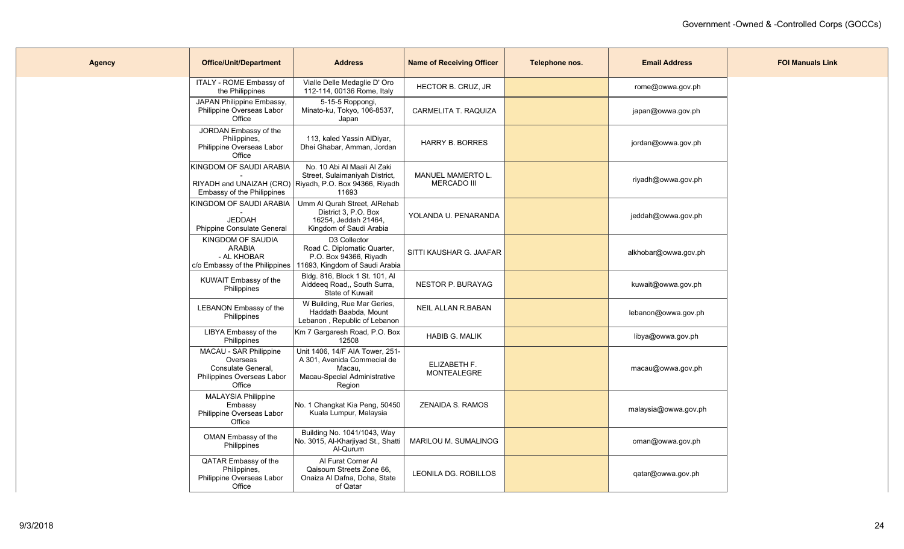| Agency | Office/Unit/Department | Address | Name of Receiving Officer | Telephone nos. | Email Address | FOI Manuals Link |
|---|---|---|---|---|---|---|
| | ITALY - ROME Embassy of the Philippines | Vialle Delle Medaglie D' Oro 112-114, 00136 Rome, Italy | HECTOR B. CRUZ, JR | | rome@owwa.gov.ph | |
| | JAPAN Philippine Embassy, Philippine Overseas Labor Office | 5-15-5 Roppongi, Minato-ku, Tokyo, 106-8537, Japan | CARMELITA T. RAQUIZA | | japan@owwa.gov.ph | |
| | JORDAN Embassy of the Philippines, Philippine Overseas Labor Office | 113, kaled Yassin AlDiyar, Dhei Ghabar, Amman, Jordan | HARRY B. BORRES | | jordan@owwa.gov.ph | |
| | KINGDOM OF SAUDI ARABIA - RIYADH and UNAIZAH (CRO) Embassy of the Philippines | No. 10 Abi Al Maali Al Zaki Street, Sulaimaniyah District, Riyadh, P.O. Box 94366, Riyadh 11693 | MANUEL MAMERTO L. MERCADO III | | riyadh@owwa.gov.ph | |
| | KINGDOM OF SAUDI ARABIA - JEDDAH Phippine Consulate General | Umm Al Qurah Street, AlRehab District 3, P.O. Box 16254, Jeddah 21464, Kingdom of Saudi Arabia | YOLANDA U. PENARANDA | | jeddah@owwa.gov.ph | |
| | KINGDOM OF SAUDIA ARABIA - AL KHOBAR c/o Embassy of the Philippines | D3 Collector Road C. Diplomatic Quarter, P.O. Box 94366, Riyadh 11693, Kingdom of Saudi Arabia | SITTI KAUSHAR G. JAAFAR | | alkhobar@owwa.gov.ph | |
| | KUWAIT Embassy of the Philippines | Bldg. 816, Block 1 St. 101, Al Aiddeeq Road,, South Surra, State of Kuwait | NESTOR P. BURAYAG | | kuwait@owwa.gov.ph | |
| | LEBANON Embassy of the Philippines | W Building, Rue Mar Geries, Haddath Baabda, Mount Lebanon , Republic of Lebanon | NEIL ALLAN R.BABAN | | lebanon@owwa.gov.ph | |
| | LIBYA Embassy of the Philippines | Km 7 Gargaresh Road, P.O. Box 12508 | HABIB G. MALIK | | libya@owwa.gov.ph | |
| | MACAU - SAR Philippine Overseas Consulate General, Philippines Overseas Labor Office | Unit 1406, 14/F AIA Tower, 251-A 301, Avenida Commecial de Macau, Macau-Special Administrative Region | ELIZABETH F. MONTEALEGRE | | macau@owwa.gov.ph | |
| | MALAYSIA Philippine Embassy Philippine Overseas Labor Office | No. 1 Changkat Kia Peng, 50450 Kuala Lumpur, Malaysia | ZENAIDA S. RAMOS | | malaysia@owwa.gov.ph | |
| | OMAN Embassy of the Philippines | Building No. 1041/1043, Way No. 3015, Al-Kharjiyad St., Shatti Al-Qurum | MARILOU M. SUMALINOG | | oman@owwa.gov.ph | |
| | QATAR Embassy of the Philippines, Philippine Overseas Labor Office | Al Furat Corner Al Qaisoum Streets Zone 66, Onaiza Al Dafna, Doha, State of Qatar | LEONILA DG. ROBILLOS | | qatar@owwa.gov.ph | |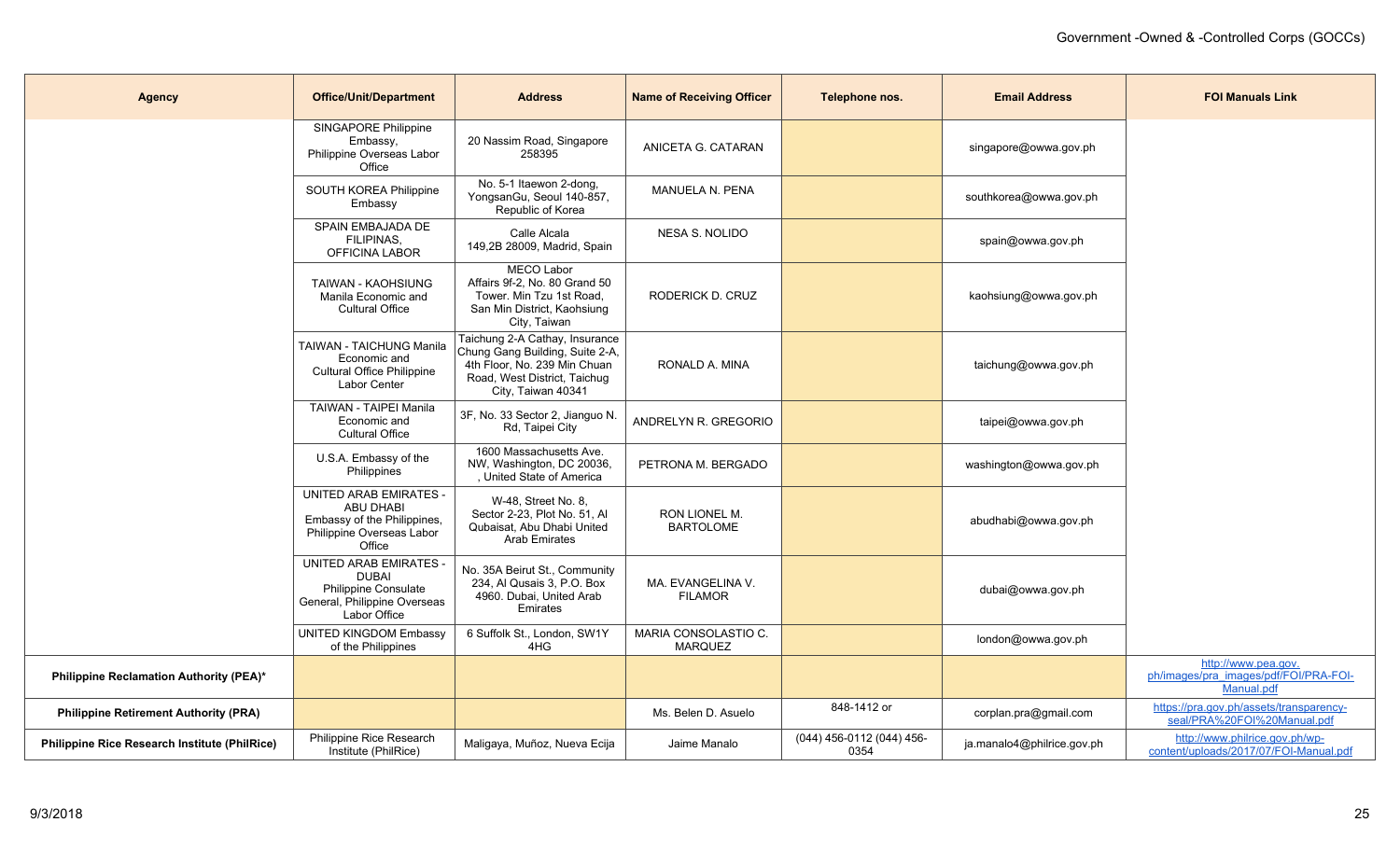| Agency | Office/Unit/Department | Address | Name of Receiving Officer | Telephone nos. | Email Address | FOI Manuals Link |
|---|---|---|---|---|---|---|
| | SINGAPORE Philippine Embassy, Philippine Overseas Labor Office | 20 Nassim Road, Singapore 258395 | ANICETA G. CATARAN | | singapore@owwa.gov.ph | |
| | SOUTH KOREA Philippine Embassy | No. 5-1 Itaewon 2-dong, YongsanGu, Seoul 140-857, Republic of Korea | MANUELA N. PENA | | southkorea@owwa.gov.ph | |
| | SPAIN EMBAJADA DE FILIPINAS, OFFICINA LABOR | Calle Alcala 149,2B 28009, Madrid, Spain | NESA S. NOLIDO | | spain@owwa.gov.ph | |
| | TAIWAN - KAOHSIUNG Manila Economic and Cultural Office | MECO Labor Affairs 9f-2, No. 80 Grand 50 Tower. Min Tzu 1st Road, San Min District, Kaohsiung City, Taiwan | RODERICK D. CRUZ | | kaohsiung@owwa.gov.ph | |
| | TAIWAN - TAICHUNG Manila Economic and Cultural Office Philippine Labor Center | Taichung 2-A Cathay, Insurance Chung Gang Building, Suite 2-A, 4th Floor, No. 239 Min Chuan Road, West District, Taichug City, Taiwan 40341 | RONALD A. MINA | | taichung@owwa.gov.ph | |
| | TAIWAN - TAIPEI Manila Economic and Cultural Office | 3F, No. 33 Sector 2, Jianguo N. Rd, Taipei City | ANDRELYN R. GREGORIO | | taipei@owwa.gov.ph | |
| | U.S.A. Embassy of the Philippines | 1600 Massachusetts Ave. NW, Washington, DC 20036, , United State of America | PETRONA M. BERGADO | | washington@owwa.gov.ph | |
| | UNITED ARAB EMIRATES - ABU DHABI Embassy of the Philippines, Philippine Overseas Labor Office | W-48, Street No. 8, Sector 2-23, Plot No. 51, Al Qubaisat, Abu Dhabi United Arab Emirates | RON LIONEL M. BARTOLOME | | abudhabi@owwa.gov.ph | |
| | UNITED ARAB EMIRATES - DUBAI Philippine Consulate General, Philippine Overseas Labor Office | No. 35A Beirut St., Community 234, Al Qusais 3, P.O. Box 4960. Dubai, United Arab Emirates | MA. EVANGELINA V. FILAMOR | | dubai@owwa.gov.ph | |
| | UNITED KINGDOM Embassy of the Philippines | 6 Suffolk St., London, SW1Y 4HG | MARIA CONSOLASTIO C. MARQUEZ | | london@owwa.gov.ph | |
| **Philippine Reclamation Authority (PEA)*** | | | | | | http://www.pea.gov.ph/images/pra_images/pdf/FOI/PRA-FOI-Manual.pdf |
| **Philippine Retirement Authority (PRA)** | | | Ms. Belen D. Asuelo | 848-1412 or | corplan.pra@gmail.com | https://pra.gov.ph/assets/transparency-seal/PRA%20FOI%20Manual.pdf |
| **Philippine Rice Research Institute (PhilRice)** | Philippine Rice Research Institute (PhilRice) | Maligaya, Muñoz, Nueva Ecija | Jaime Manalo | (044) 456-0112 (044) 456-0354 | ja.manalo4@philrice.gov.ph | http://www.philrice.gov.ph/wp-content/uploads/2017/07/FOI-Manual.pdf |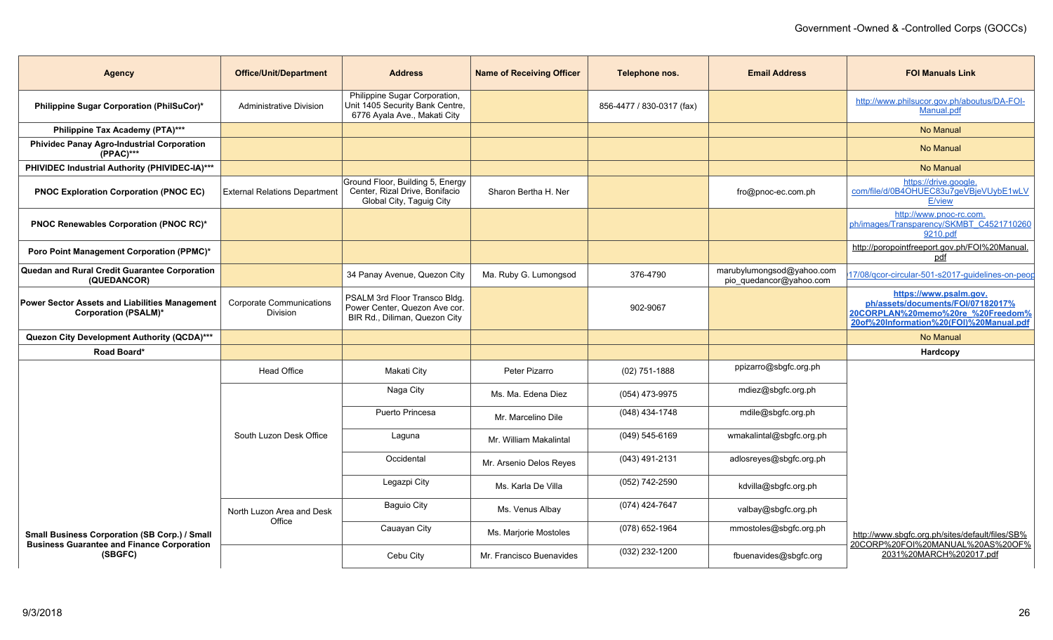| Agency | Office/Unit/Department | Address | Name of Receiving Officer | Telephone nos. | Email Address | FOI Manuals Link |
|---|---|---|---|---|---|---|
| **Philippine Sugar Corporation (PhilSuCor)*** | Administrative Division | Philippine Sugar Corporation, Unit 1405 Security Bank Centre, 6776 Ayala Ave., Makati City | | 856-4477 / 830-0317 (fax) | | http://www.philsucor.gov.ph/aboutus/DA-FOI-Manual.pdf |
| **Philippine Tax Academy (PTA)***** | | | | | | No Manual |
| **Phividec Panay Agro-Industrial Corporation (PPAC)***** | | | | | | No Manual |
| **PHIVIDEC Industrial Authority (PHIVIDEC-IA)***** | | | | | | No Manual |
| **PNOC Exploration Corporation (PNOC EC)** | External Relations Department | Ground Floor, Building 5, Energy Center, Rizal Drive, Bonifacio Global City, Taguig City | Sharon Bertha H. Ner | | fro@pnoc-ec.com.ph | https://drive.google.com/file/d/0B4OHUEC83u7geVBjeVUybE1wLVE/view |
| **PNOC Renewables Corporation (PNOC RC)*** | | | | | | http://www.pnoc-rc.com.ph/images/Transparency/SKMBT_C4521710260 9210.pdf |
| **Poro Point Management Corporation (PPMC)*** | | | | | | http://poropointfreeport.gov.ph/FOI%20Manual.pdf |
| **Quedan and Rural Credit Guarantee Corporation (QUEDANCOR)** | | 34 Panay Avenue, Quezon City | Ma. Ruby G. Lumongsod | 376-4790 | marubylumongsod@yahoo.com pio_quedancor@yahoo.com | 17/08/qcor-circular-501-s2017-guidelines-on-peop |
| **Power Sector Assets and Liabilities Management Corporation (PSALM)*** | Corporate Communications Division | PSALM 3rd Floor Transco Bldg. Power Center, Quezon Ave cor. BIR Rd., Diliman, Quezon City | | 902-9067 | | **https://www.psalm.gov.ph/assets/documents/FOI/07182017%20CORPLAN%20memo%20re_%20Freedom%20of%20Information%20(FOI)%20Manual.pdf** |
| **Quezon City Development Authority (QCDA)***** | | | | | | No Manual |
| **Road Board*** | | | | | | **Hardcopy** |
| **Small Business Corporation (SB Corp.) / Small Business Guarantee and Finance Corporation (SBGFC)** | Head Office | Makati City | Peter Pizarro | (02) 751-1888 | ppizarro@sbgfc.org.ph | http://www.sbgfc.org.ph/sites/default/files/SB%20CORP%20FOI%20MANUAL%20AS%20OF%2031%20MARCH%202017.pdf |
| | South Luzon Desk Office | Naga City | Ms. Ma. Edena Diez | (054) 473-9975 | mdiez@sbgfc.org.ph | |
| | | Puerto Princesa | Mr. Marcelino Dile | (048) 434-1748 | mdile@sbgfc.org.ph | |
| | | Laguna | Mr. William Makalintal | (049) 545-6169 | wmakalintal@sbgfc.org.ph | |
| | | Occidental | Mr. Arsenio Delos Reyes | (043) 491-2131 | adlosreyes@sbgfc.org.ph | |
| | | Legazpi City | Ms. Karla De Villa | (052) 742-2590 | kdvilla@sbgfc.org.ph | |
| | North Luzon Area and Desk Office | Baguio City | Ms. Venus Albay | (074) 424-7647 | valbay@sbgfc.org.ph | |
| | | Cauayan City | Ms. Marjorie Mostoles | (078) 652-1964 | mmostoles@sbgfc.org.ph | |
| | | Cebu City | Mr. Francisco Buenavides | (032) 232-1200 | fbuenavides@sbgfc.org | |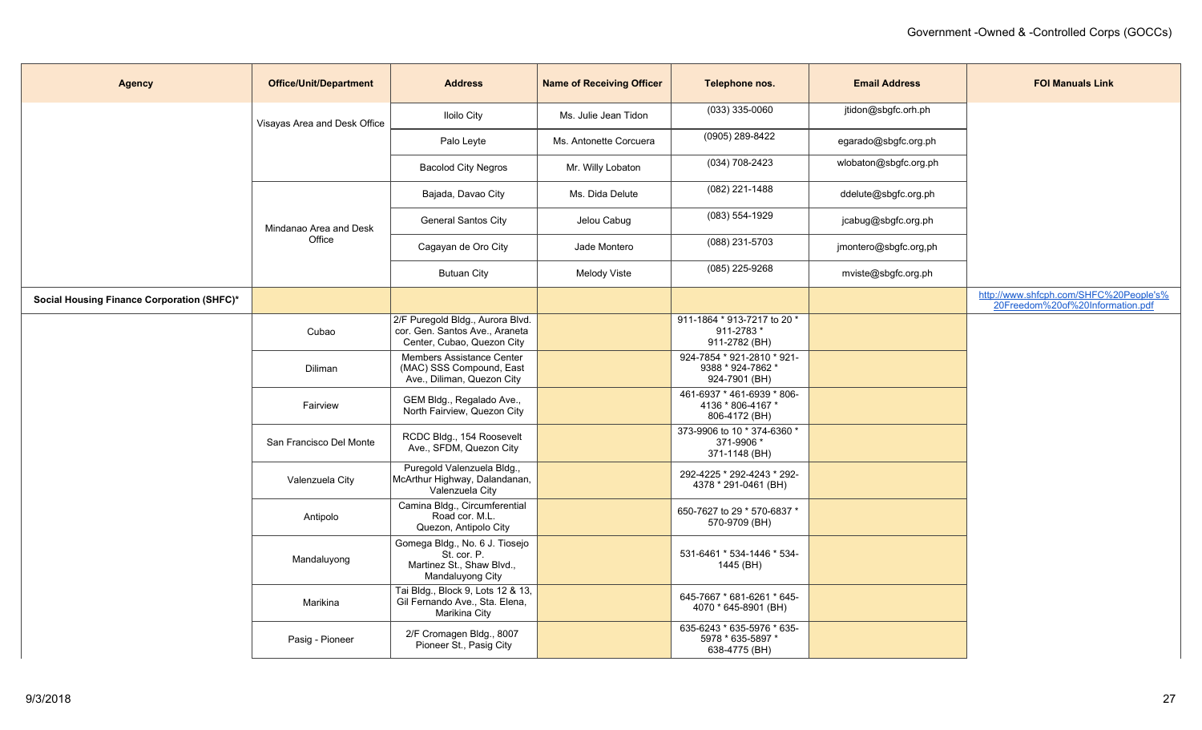| Agency | Office/Unit/Department | Address | Name of Receiving Officer | Telephone nos. | Email Address | FOI Manuals Link |
|---|---|---|---|---|---|---|
| | Visayas Area and Desk Office | Iloilo City | Ms. Julie Jean Tidon | (033) 335-0060 | jtidon@sbgfc.orh.ph | |
| | | Palo Leyte | Ms. Antonette Corcuera | (0905) 289-8422 | egarado@sbgfc.org.ph | |
| | | Bacolod City Negros | Mr. Willy Lobaton | (034) 708-2423 | wlobaton@sbgfc.org.ph | |
| | Mindanao Area and Desk Office | Bajada, Davao City | Ms. Dida Delute | (082) 221-1488 | ddelute@sbgfc.org.ph | |
| | | General Santos City | Jelou Cabug | (083) 554-1929 | jcabug@sbgfc.org.ph | |
| | | Cagayan de Oro City | Jade Montero | (088) 231-5703 | jmontero@sbgfc.org,ph | |
| | | Butuan City | Melody Viste | (085) 225-9268 | mviste@sbgfc.org.ph | |
| **Social Housing Finance Corporation (SHFC)*** | | | | | | http://www.shfcph.com/SHFC%20People's%20Freedom%20of%20Information.pdf |
| | Cubao | 2/F Puregold Bldg., Aurora Blvd. cor. Gen. Santos Ave., Araneta Center, Cubao, Quezon City | | 911-1864 * 913-7217 to 20 * 911-2783 * 911-2782 (BH) | | |
| | Diliman | Members Assistance Center (MAC) SSS Compound, East Ave., Diliman, Quezon City | | 924-7854 * 921-2810 * 921-9388 * 924-7862 * 924-7901 (BH) | | |
| | Fairview | GEM Bldg., Regalado Ave., North Fairview, Quezon City | | 461-6937 * 461-6939 * 806-4136 * 806-4167 * 806-4172 (BH) | | |
| | San Francisco Del Monte | RCDC Bldg., 154 Roosevelt Ave., SFDM, Quezon City | | 373-9906 to 10 * 374-6360 * 371-9906 * 371-1148 (BH) | | |
| | Valenzuela City | Puregold Valenzuela Bldg., McArthur Highway, Dalandanan, Valenzuela City | | 292-4225 * 292-4243 * 292-4378 * 291-0461 (BH) | | |
| | Antipolo | Camina Bldg., Circumferential Road cor. M.L. Quezon, Antipolo City | | 650-7627 to 29 * 570-6837 * 570-9709 (BH) | | |
| | Mandaluyong | Gomega Bldg., No. 6 J. Tiosejo St. cor. P. Martinez St., Shaw Blvd., Mandaluyong City | | 531-6461 * 534-1446 * 534-1445 (BH) | | |
| | Marikina | Tai Bldg., Block 9, Lots 12 & 13, Gil Fernando Ave., Sta. Elena, Marikina City | | 645-7667 * 681-6261 * 645-4070 * 645-8901 (BH) | | |
| | Pasig - Pioneer | 2/F Cromagen Bldg., 8007 Pioneer St., Pasig City | | 635-6243 * 635-5976 * 635-5978 * 635-5897 * 638-4775 (BH) | | |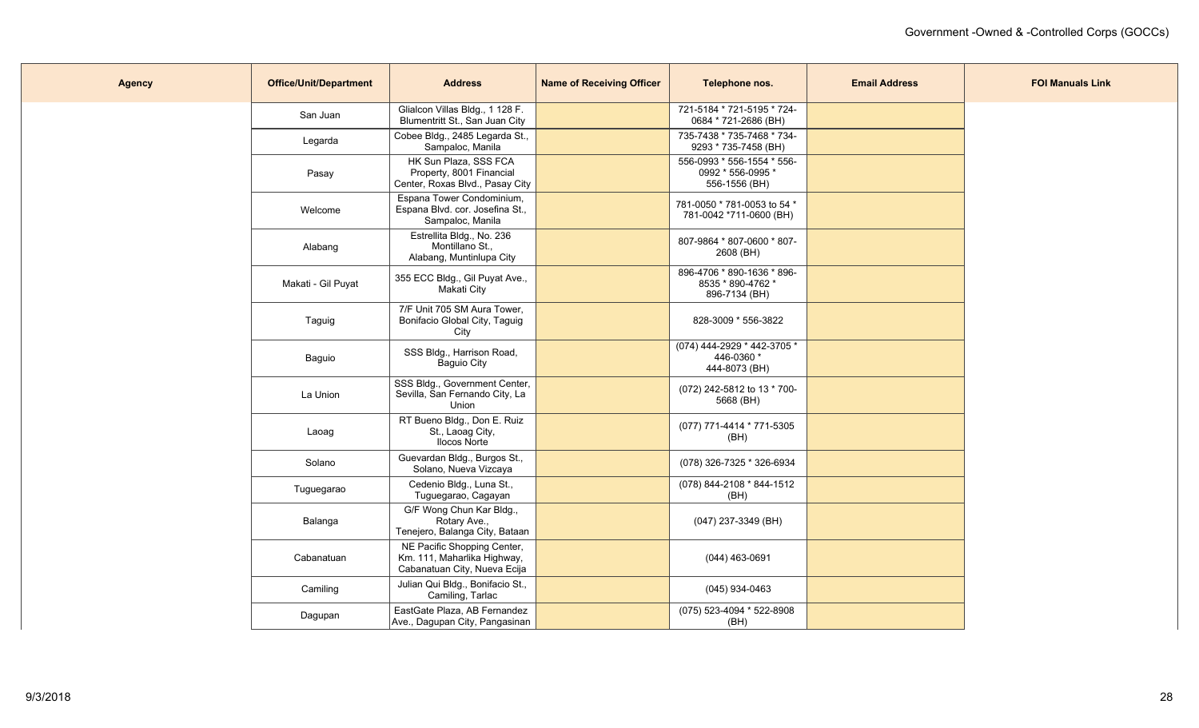| Agency | Office/Unit/Department | Address | Name of Receiving Officer | Telephone nos. | Email Address | FOI Manuals Link |
|---|---|---|---|---|---|---|
| | San Juan | Glialcon Villas Bldg., 1 128 F. Blumentritt St., San Juan City | | 721-5184 * 721-5195 * 724-0684 * 721-2686 (BH) | | |
| | Legarda | Cobee Bldg., 2485 Legarda St., Sampaloc, Manila | | 735-7438 * 735-7468 * 734-9293 * 735-7458 (BH) | | |
| | Pasay | HK Sun Plaza, SSS FCA Property, 8001 Financial Center, Roxas Blvd., Pasay City | | 556-0993 * 556-1554 * 556-0992 * 556-0995 * 556-1556 (BH) | | |
| | Welcome | Espana Tower Condominium, Espana Blvd. cor. Josefina St., Sampaloc, Manila | | 781-0050 * 781-0053 to 54 * 781-0042 *711-0600 (BH) | | |
| | Alabang | Estrellita Bldg., No. 236 Montillano St., Alabang, Muntinlupa City | | 807-9864 * 807-0600 * 807-2608 (BH) | | |
| | Makati - Gil Puyat | 355 ECC Bldg., Gil Puyat Ave., Makati City | | 896-4706 * 890-1636 * 896-8535 * 890-4762 * 896-7134 (BH) | | |
| | Taguig | 7/F Unit 705 SM Aura Tower, Bonifacio Global City, Taguig City | | 828-3009 * 556-3822 | | |
| | Baguio | SSS Bldg., Harrison Road, Baguio City | | (074) 444-2929 * 442-3705 * 446-0360 * 444-8073 (BH) | | |
| | La Union | SSS Bldg., Government Center, Sevilla, San Fernando City, La Union | | (072) 242-5812 to 13 * 700-5668 (BH) | | |
| | Laoag | RT Bueno Bldg., Don E. Ruiz St., Laoag City, Ilocos Norte | | (077) 771-4414 * 771-5305 (BH) | | |
| | Solano | Guevardan Bldg., Burgos St., Solano, Nueva Vizcaya | | (078) 326-7325 * 326-6934 | | |
| | Tuguegarao | Cedenio Bldg., Luna St., Tuguegarao, Cagayan | | (078) 844-2108 * 844-1512 (BH) | | |
| | Balanga | G/F Wong Chun Kar Bldg., Rotary Ave., Tenejero, Balanga City, Bataan | | (047) 237-3349 (BH) | | |
| | Cabanatuan | NE Pacific Shopping Center, Km. 111, Maharlika Highway, Cabanatuan City, Nueva Ecija | | (044) 463-0691 | | |
| | Camiling | Julian Qui Bldg., Bonifacio St., Camiling, Tarlac | | (045) 934-0463 | | |
| | Dagupan | EastGate Plaza, AB Fernandez Ave., Dagupan City, Pangasinan | | (075) 523-4094 * 522-8908 (BH) | | |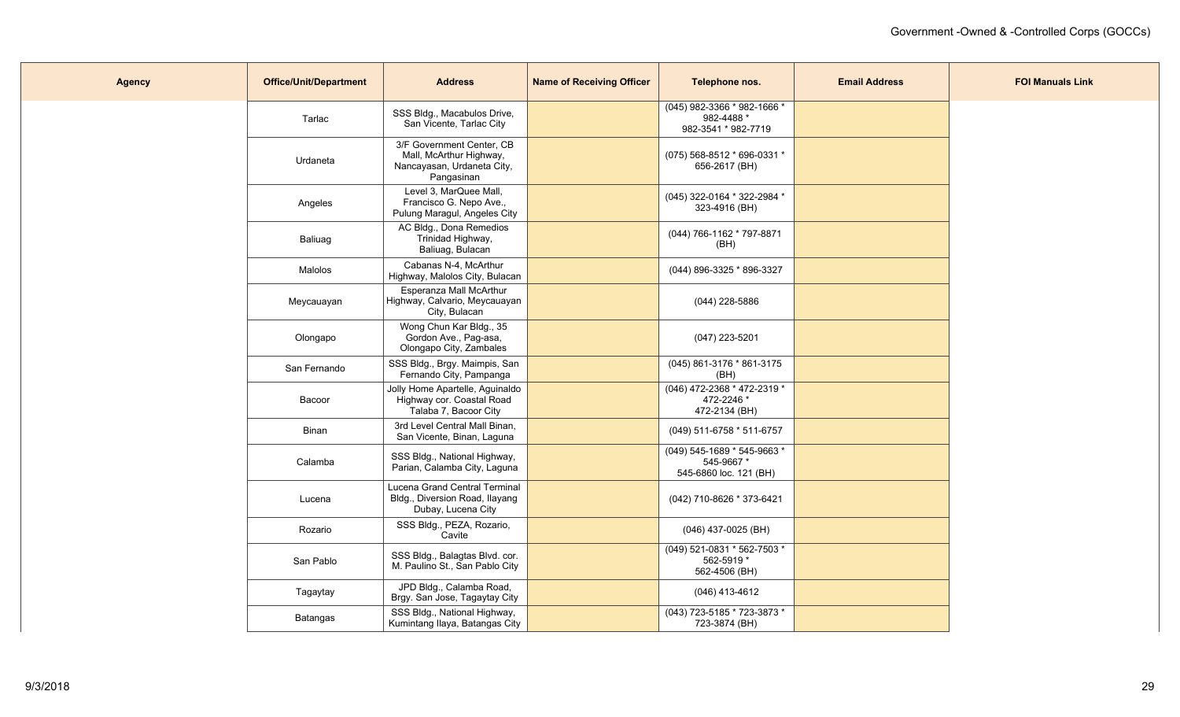| Agency | Office/Unit/Department | Address | Name of Receiving Officer | Telephone nos. | Email Address | FOI Manuals Link |
|---|---|---|---|---|---|---|
| | Tarlac | SSS Bldg., Macabulos Drive, San Vicente, Tarlac City | | (045) 982-3366 * 982-1666 * 982-4488 * 982-3541 * 982-7719 | | |
| | Urdaneta | 3/F Government Center, CB Mall, McArthur Highway, Nancayasan, Urdaneta City, Pangasinan | | (075) 568-8512 * 696-0331 * 656-2617 (BH) | | |
| | Angeles | Level 3, MarQuee Mall, Francisco G. Nepo Ave., Pulung Maragul, Angeles City | | (045) 322-0164 * 322-2984 * 323-4916 (BH) | | |
| | Baliuag | AC Bldg., Dona Remedios Trinidad Highway, Baliuag, Bulacan | | (044) 766-1162 * 797-8871 (BH) | | |
| | Malolos | Cabanas N-4, McArthur Highway, Malolos City, Bulacan | | (044) 896-3325 * 896-3327 | | |
| | Meycauayan | Esperanza Mall McArthur Highway, Calvario, Meycauayan City, Bulacan | | (044) 228-5886 | | |
| | Olongapo | Wong Chun Kar Bldg., 35 Gordon Ave., Pag-asa, Olongapo City, Zambales | | (047) 223-5201 | | |
| | San Fernando | SSS Bldg., Brgy. Maimpis, San Fernando City, Pampanga | | (045) 861-3176 * 861-3175 (BH) | | |
| | Bacoor | Jolly Home Apartelle, Aguinaldo Highway cor. Coastal Road Talaba 7, Bacoor City | | (046) 472-2368 * 472-2319 * 472-2246 * 472-2134 (BH) | | |
| | Binan | 3rd Level Central Mall Binan, San Vicente, Binan, Laguna | | (049) 511-6758 * 511-6757 | | |
| | Calamba | SSS Bldg., National Highway, Parian, Calamba City, Laguna | | (049) 545-1689 * 545-9663 * 545-9667 * 545-6860 loc. 121 (BH) | | |
| | Lucena | Lucena Grand Central Terminal Bldg., Diversion Road, Ilayang Dubay, Lucena City | | (042) 710-8626 * 373-6421 | | |
| | Rozario | SSS Bldg., PEZA, Rozario, Cavite | | (046) 437-0025 (BH) | | |
| | San Pablo | SSS Bldg., Balagtas Blvd. cor. M. Paulino St., San Pablo City | | (049) 521-0831 * 562-7503 * 562-5919 * 562-4506 (BH) | | |
| | Tagaytay | JPD Bldg., Calamba Road, Brgy. San Jose, Tagaytay City | | (046) 413-4612 | | |
| | Batangas | SSS Bldg., National Highway, Kumintang Ilaya, Batangas City | | (043) 723-5185 * 723-3873 * 723-3874 (BH) | | |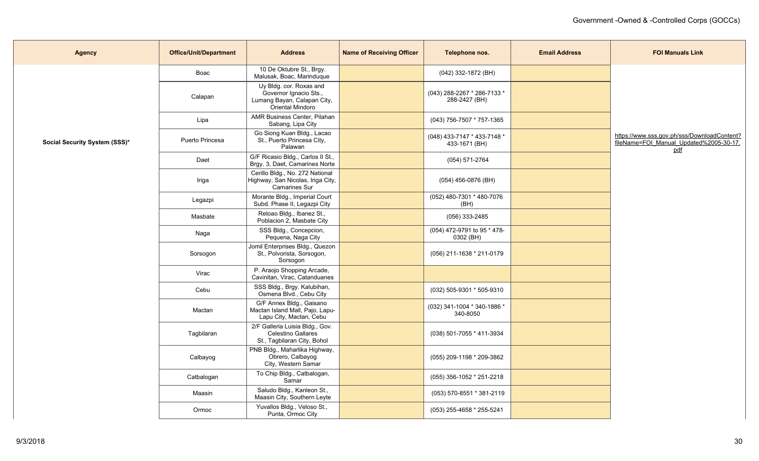| Agency | Office/Unit/Department | Address | Name of Receiving Officer | Telephone nos. | Email Address | FOI Manuals Link |
|---|---|---|---|---|---|---|
| Social Security System (SSS)* | Boac | 10 De Oktubre St., Brgy. Malusak, Boac, Marinduque | | (042) 332-1872 (BH) | | https://www.sss.gov.ph/sss/DownloadContent?fileName=FOI_Manual_Updated%2005-30-17.pdf |
| | Calapan | Uy Bldg. cor. Roxas and Governor Ignacio Sts., Lumang Bayan, Calapan City, Oriental Mindoro | | (043) 288-2267 * 286-7133 * 288-2427 (BH) | | |
| | Lipa | AMR Business Center, Pilahan Sabang, Lipa City | | (043) 756-7507 * 757-1365 | | |
| | Puerto Princesa | Go Siong Kuan Bldg., Lacao St., Puerto Princesa City, Palawan | | (048) 433-7147 * 433-7148 * 433-1671 (BH) | | |
| | Daet | G/F Ricasio Bldg., Carlos II St., Brgy. 3, Daet, Camarines Norte | | (054) 571-2764 | | |
| | Iriga | Cerillo Bldg., No. 272 National Highway, San Nicolas, Iriga City, Camarines Sur | | (054) 456-0876 (BH) | | |
| | Legazpi | Morante Bldg., Imperial Court Subd. Phase II, Legazpi City | | (052) 480-7301 * 480-7076 (BH) | | |
| | Masbate | Reloao Bldg., Ibanez St., Poblacion 2, Masbate City | | (056) 333-2485 | | |
| | Naga | SSS Bldg., Concepcion, Pequena, Naga City | | (054) 472-9791 to 95 * 478-0302 (BH) | | |
| | Sorsogon | Jomil Enterprises Bldg., Quezon St., Polvorista, Sorsogon, Sorsogon | | (056) 211-1638 * 211-0179 | | |
| | Virac | P. Araojo Shopping Arcade, Cavinitan, Virac, Catanduanes | | | | |
| | Cebu | SSS Bldg., Brgy. Kalubihan, Osmena Blvd., Cebu City | | (032) 505-9301 * 505-9310 | | |
| | Mactan | G/F Annex Bldg., Gaisano Mactan Island Mall, Pajo, Lapu-Lapu City, Mactan, Cebu | | (032) 341-1004 * 340-1886 * 340-8050 | | |
| | Tagbilaran | 2/F Galleria Luisia Bldg., Gov. Celestino Gallares St., Tagbilaran City, Bohol | | (038) 501-7055 * 411-3934 | | |
| | Calbayog | PNB Bldg., Maharlika Highway, Obrero, Calbayog City, Western Samar | | (055) 209-1198 * 209-3862 | | |
| | Catbalogan | To Chip Bldg., Catbalogan, Samar | | (055) 356-1052 * 251-2218 | | |
| | Maasin | Saludo Bldg., Kanleon St., Maasin City, Southern Leyte | | (053) 570-8551 * 381-2119 | | |
| | Ormoc | Yuvallos Bldg., Veloso St., Punta, Ormoc City | | (053) 255-4658 * 255-5241 | | |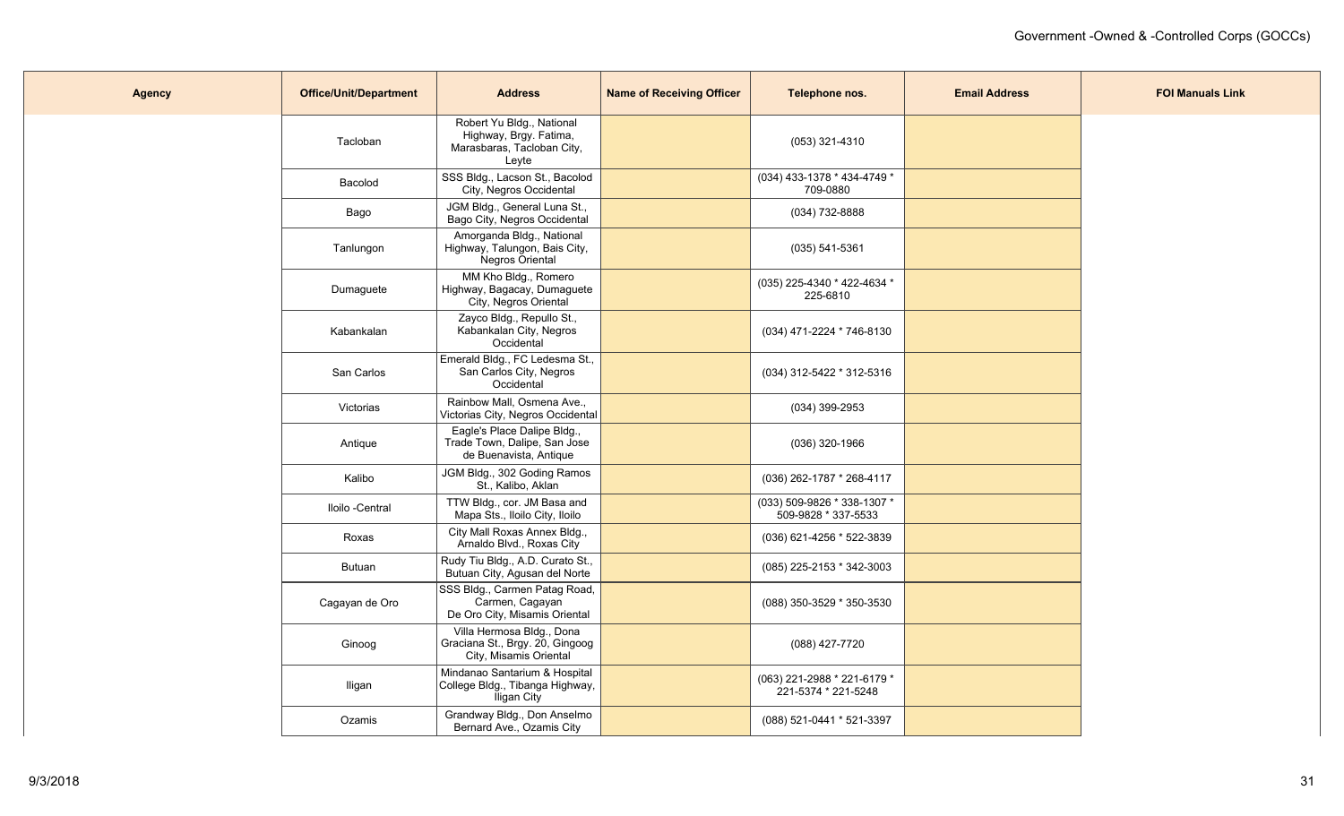| Agency | Office/Unit/Department | Address | Name of Receiving Officer | Telephone nos. | Email Address | FOI Manuals Link |
|---|---|---|---|---|---|---|
| | Tacloban | Robert Yu Bldg., National Highway, Brgy. Fatima, Marasbaras, Tacloban City, Leyte | | (053) 321-4310 | | |
| | Bacolod | SSS Bldg., Lacson St., Bacolod City, Negros Occidental | | (034) 433-1378 * 434-4749 * 709-0880 | | |
| | Bago | JGM Bldg., General Luna St., Bago City, Negros Occidental | | (034) 732-8888 | | |
| | Tanlungon | Amorganda Bldg., National Highway, Talungon, Bais City, Negros Oriental | | (035) 541-5361 | | |
| | Dumaguete | MM Kho Bldg., Romero Highway, Bagacay, Dumaguete City, Negros Oriental | | (035) 225-4340 * 422-4634 * 225-6810 | | |
| | Kabankalan | Zayco Bldg., Repullo St., Kabankalan City, Negros Occidental | | (034) 471-2224 * 746-8130 | | |
| | San Carlos | Emerald Bldg., FC Ledesma St., San Carlos City, Negros Occidental | | (034) 312-5422 * 312-5316 | | |
| | Victorias | Rainbow Mall, Osmena Ave., Victorias City, Negros Occidental | | (034) 399-2953 | | |
| | Antique | Eagle's Place Dalipe Bldg., Trade Town, Dalipe, San Jose de Buenavista, Antique | | (036) 320-1966 | | |
| | Kalibo | JGM Bldg., 302 Goding Ramos St., Kalibo, Aklan | | (036) 262-1787 * 268-4117 | | |
| | Iloilo -Central | TTW Bldg., cor. JM Basa and Mapa Sts., Iloilo City, Iloilo | | (033) 509-9826 * 338-1307 * 509-9828 * 337-5533 | | |
| | Roxas | City Mall Roxas Annex Bldg., Arnaldo Blvd., Roxas City | | (036) 621-4256 * 522-3839 | | |
| | Butuan | Rudy Tiu Bldg., A.D. Curato St., Butuan City, Agusan del Norte | | (085) 225-2153 * 342-3003 | | |
| | Cagayan de Oro | SSS Bldg., Carmen Patag Road, Carmen, Cagayan De Oro City, Misamis Oriental | | (088) 350-3529 * 350-3530 | | |
| | Ginoog | Villa Hermosa Bldg., Dona Graciana St., Brgy. 20, Gingoog City, Misamis Oriental | | (088) 427-7720 | | |
| | Iligan | Mindanao Santarium & Hospital College Bldg., Tibanga Highway, Iligan City | | (063) 221-2988 * 221-6179 * 221-5374 * 221-5248 | | |
| | Ozamis | Grandway Bldg., Don Anselmo Bernard Ave., Ozamis City | | (088) 521-0441 * 521-3397 | | |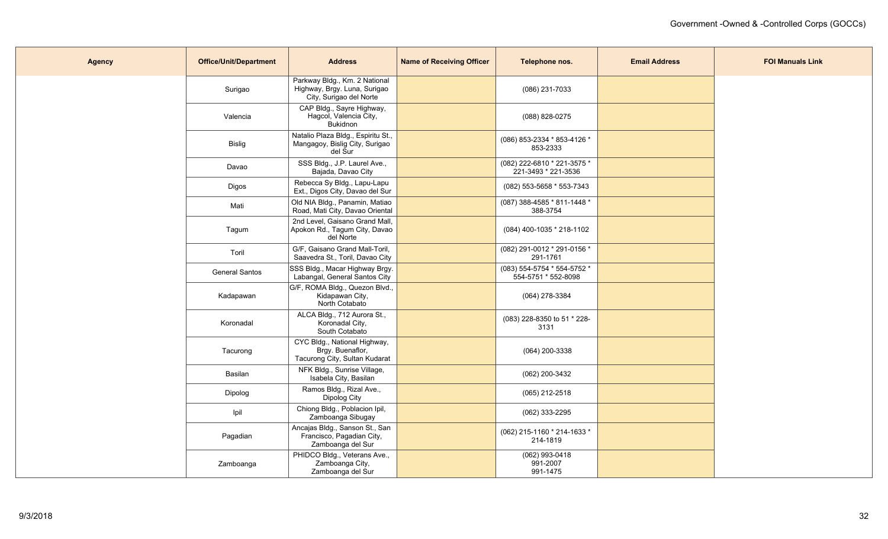| Agency | Office/Unit/Department | Address | Name of Receiving Officer | Telephone nos. | Email Address | FOI Manuals Link |
|---|---|---|---|---|---|---|
| | Surigao | Parkway Bldg., Km. 2 National Highway, Brgy. Luna, Surigao City, Surigao del Norte | | (086) 231-7033 | | |
| | Valencia | CAP Bldg., Sayre Highway, Hagcol, Valencia City, Bukidnon | | (088) 828-0275 | | |
| | Bislig | Natalio Plaza Bldg., Espiritu St., Mangagoy, Bislig City, Surigao del Sur | | (086) 853-2334 * 853-4126 * 853-2333 | | |
| | Davao | SSS Bldg., J.P. Laurel Ave., Bajada, Davao City | | (082) 222-6810 * 221-3575 * 221-3493 * 221-3536 | | |
| | Digos | Rebecca Sy Bldg., Lapu-Lapu Ext., Digos City, Davao del Sur | | (082) 553-5658 * 553-7343 | | |
| | Mati | Old NIA Bldg., Panamin, Matiao Road, Mati City, Davao Oriental | | (087) 388-4585 * 811-1448 * 388-3754 | | |
| | Tagum | 2nd Level, Gaisano Grand Mall, Apokon Rd., Tagum City, Davao del Norte | | (084) 400-1035 * 218-1102 | | |
| | Toril | G/F, Gaisano Grand Mall-Toril, Saavedra St., Toril, Davao City | | (082) 291-0012 * 291-0156 * 291-1761 | | |
| | General Santos | SSS Bldg., Macar Highway Brgy. Labangal, General Santos City | | (083) 554-5754 * 554-5752 * 554-5751 * 552-8098 | | |
| | Kadapawan | G/F, ROMA Bldg., Quezon Blvd., Kidapawan City, North Cotabato | | (064) 278-3384 | | |
| | Koronadal | ALCA Bldg., 712 Aurora St., Koronadal City, South Cotabato | | (083) 228-8350 to 51 * 228-3131 | | |
| | Tacurong | CYC Bldg., National Highway, Brgy. Buenaflor, Tacurong City, Sultan Kudarat | | (064) 200-3338 | | |
| | Basilan | NFK Bldg., Sunrise Village, Isabela City, Basilan | | (062) 200-3432 | | |
| | Dipolog | Ramos Bldg., Rizal Ave., Dipolog City | | (065) 212-2518 | | |
| | Ipil | Chiong Bldg., Poblacion Ipil, Zamboanga Sibugay | | (062) 333-2295 | | |
| | Pagadian | Ancajas Bldg., Sanson St., San Francisco, Pagadian City, Zamboanga del Sur | | (062) 215-1160 * 214-1633 * 214-1819 | | |
| | Zamboanga | PHIDCO Bldg., Veterans Ave., Zamboanga City, Zamboanga del Sur | | (062) 993-0418 991-2007 991-1475 | | |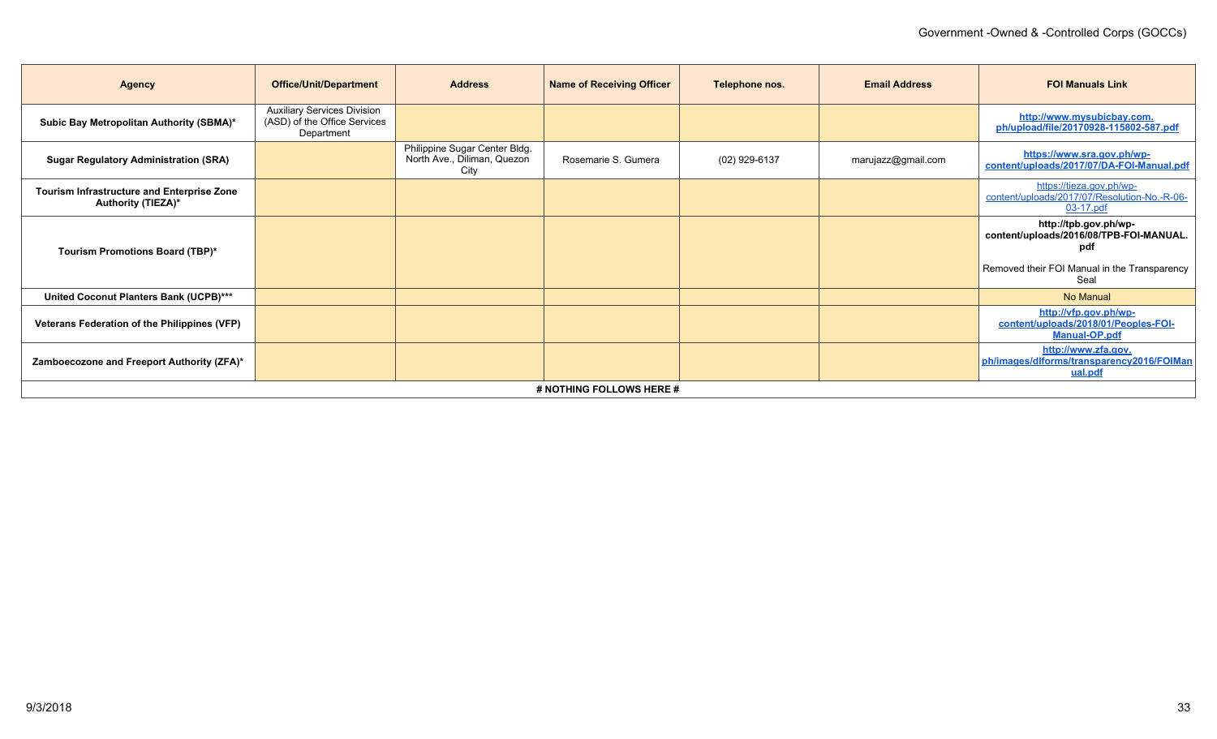| Agency | Office/Unit/Department | Address | Name of Receiving Officer | Telephone nos. | Email Address | FOI Manuals Link |
|---|---|---|---|---|---|---|
| **Subic Bay Metropolitan Authority (SBMA)*** | Auxiliary Services Division (ASD) of the Office Services Department | | | | | **http://www.mysubicbay.com.ph/upload/file/20170928-115802-587.pdf** |
| **Sugar Regulatory Administration (SRA)** | | Philippine Sugar Center Bldg. North Ave., Diliman, Quezon City | Rosemarie S. Gumera | (02) 929-6137 | marujazz@gmail.com | **https://www.sra.gov.ph/wp-content/uploads/2017/07/DA-FOI-Manual.pdf** |
| **Tourism Infrastructure and Enterprise Zone Authority (TIEZA)*** | | | | | | https://tieza.gov.ph/wp-content/uploads/2017/07/Resolution-No.-R-06-03-17.pdf |
| **Tourism Promotions Board (TBP)*** | | | | | | **http://tpb.gov.ph/wp-content/uploads/2016/08/TPB-FOI-MANUAL.pdf** Removed their FOI Manual in the Transparency Seal |
| **United Coconut Planters Bank (UCPB)***** | | | | | | No Manual |
| **Veterans Federation of the Philippines (VFP)** | | | | | | **http://vfp.gov.ph/wp-content/uploads/2018/01/Peoples-FOI-Manual-OP.pdf** |
| **Zamboecozone and Freeport Authority (ZFA)*** | | | | | | **http://www.zfa.gov.ph/images/dlforms/transparency2016/FOIManual.pdf** |

**# NOTHING FOLLOWS HERE #**